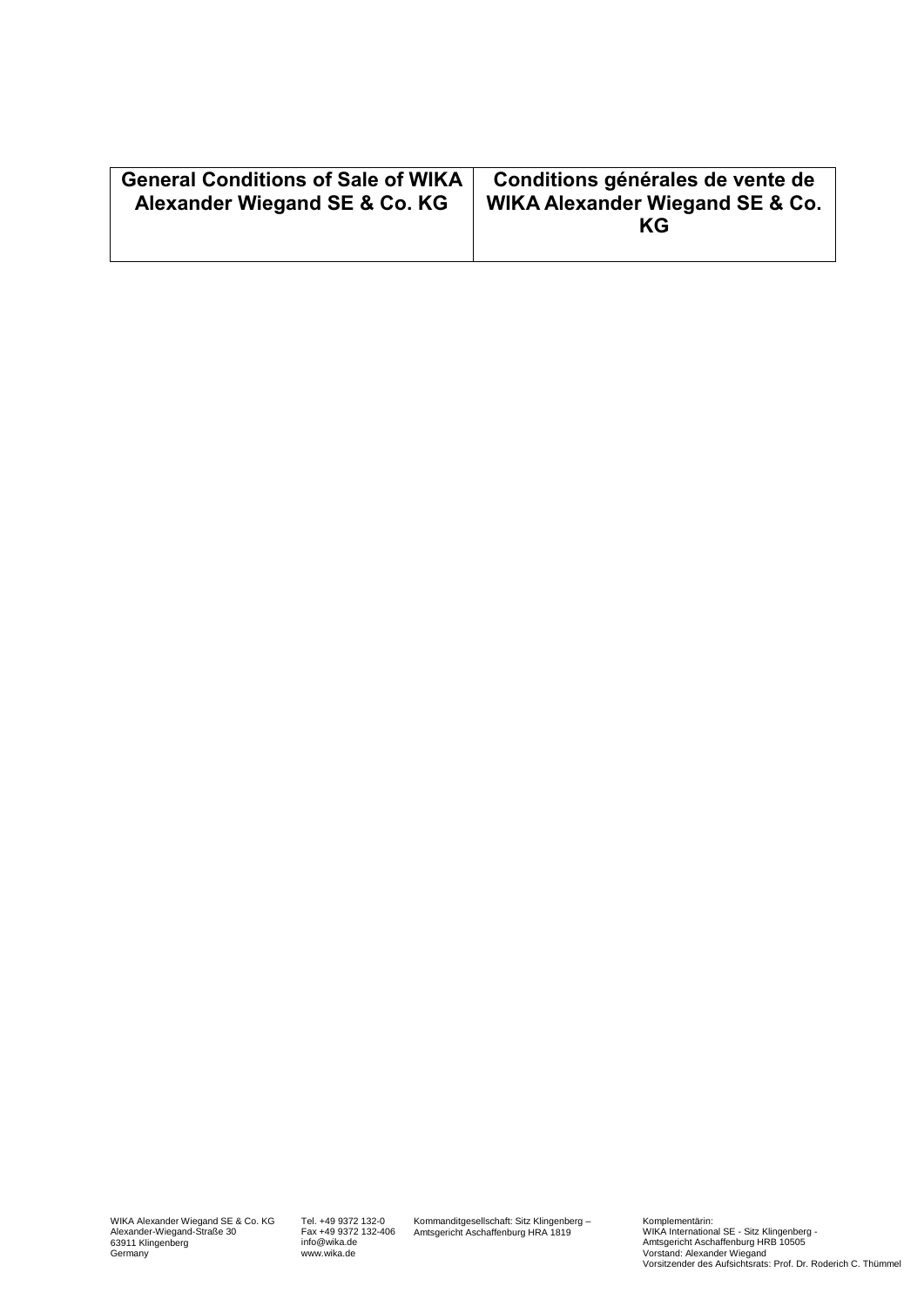| General Conditions of Sale of WIKA Alexander Wiegand SE & Co. KG | Conditions générales de vente de WIKA Alexander Wiegand SE & Co. KG |
| --- | --- |

WIKA Alexander Wiegand SE & Co. KG
Alexander-Wiegand-Straße 30
63911 Klingenberg
Germany

Tel. +49 9372 132-0
Fax +49 9372 132-406
info@wika.de
www.wika.de

Kommanditgesellschaft: Sitz Klingenberg –
Amtsgericht Aschaffenburg HRA 1819

Komplementärin:
WIKA International SE - Sitz Klingenberg -
Amtsgericht Aschaffenburg HRB 10505
Vorstand: Alexander Wiegand
Vorsitzender des Aufsichtsrats: Prof. Dr. Roderich C. Thümmel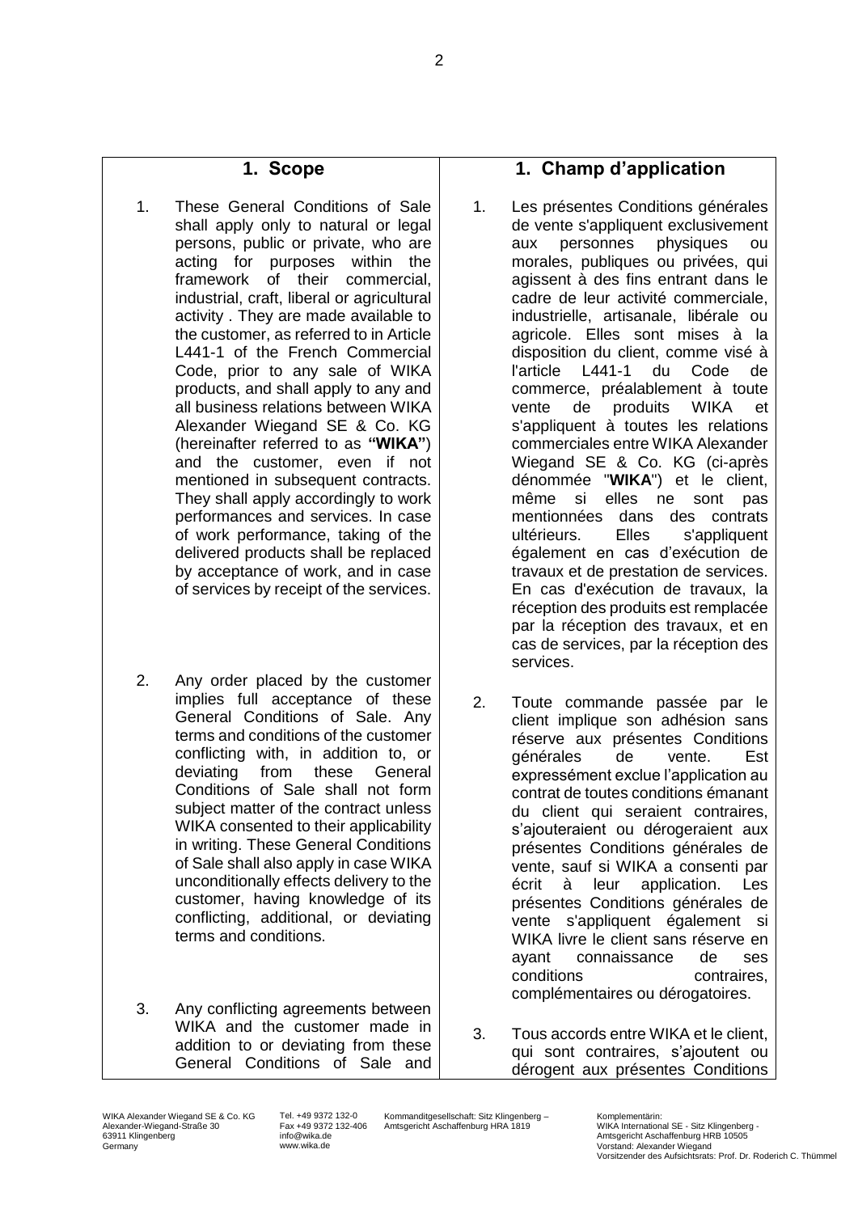## 1. Scope

1. These General Conditions of Sale shall apply only to natural or legal persons, public or private, who are acting for purposes within the framework of their commercial, industrial, craft, liberal or agricultural activity . They are made available to the customer, as referred to in Article L441-1 of the French Commercial Code, prior to any sale of WIKA products, and shall apply to any and all business relations between WIKA Alexander Wiegand SE & Co. KG (hereinafter referred to as **"WIKA"**) and the customer, even if not mentioned in subsequent contracts. They shall apply accordingly to work performances and services. In case of work performance, taking of the delivered products shall be replaced by acceptance of work, and in case of services by receipt of the services.

2. Any order placed by the customer implies full acceptance of these General Conditions of Sale. Any terms and conditions of the customer conflicting with, in addition to, or deviating from these General Conditions of Sale shall not form subject matter of the contract unless WIKA consented to their applicability in writing. These General Conditions of Sale shall also apply in case WIKA unconditionally effects delivery to the customer, having knowledge of its conflicting, additional, or deviating terms and conditions.

3. Any conflicting agreements between WIKA and the customer made in addition to or deviating from these General Conditions of Sale and

## 1. Champ d'application

1. Les présentes Conditions générales de vente s'appliquent exclusivement aux personnes physiques ou morales, publiques ou privées, qui agissent à des fins entrant dans le cadre de leur activité commerciale, industrielle, artisanale, libérale ou agricole. Elles sont mises à la disposition du client, comme visé à l'article L441-1 du Code de commerce, préalablement à toute vente de produits WIKA et s'appliquent à toutes les relations commerciales entre WIKA Alexander Wiegand SE & Co. KG (ci-après dénommée "**WIKA**") et le client, même si elles ne sont pas mentionnées dans des contrats ultérieurs. Elles s'appliquent également en cas d'exécution de travaux et de prestation de services. En cas d'exécution de travaux, la réception des produits est remplacée par la réception des travaux, et en cas de services, par la réception des services.

2. Toute commande passée par le client implique son adhésion sans réserve aux présentes Conditions générales de vente. Est expressément exclue l'application au contrat de toutes conditions émanant du client qui seraient contraires, s'ajouteraient ou dérogeraient aux présentes Conditions générales de vente, sauf si WIKA a consenti par écrit à leur application. Les présentes Conditions générales de vente s'appliquent également si WIKA livre le client sans réserve en ayant connaissance de ses conditions contraires, complémentaires ou dérogatoires.

3. Tous accords entre WIKA et le client, qui sont contraires, s'ajoutent ou dérogent aux présentes Conditions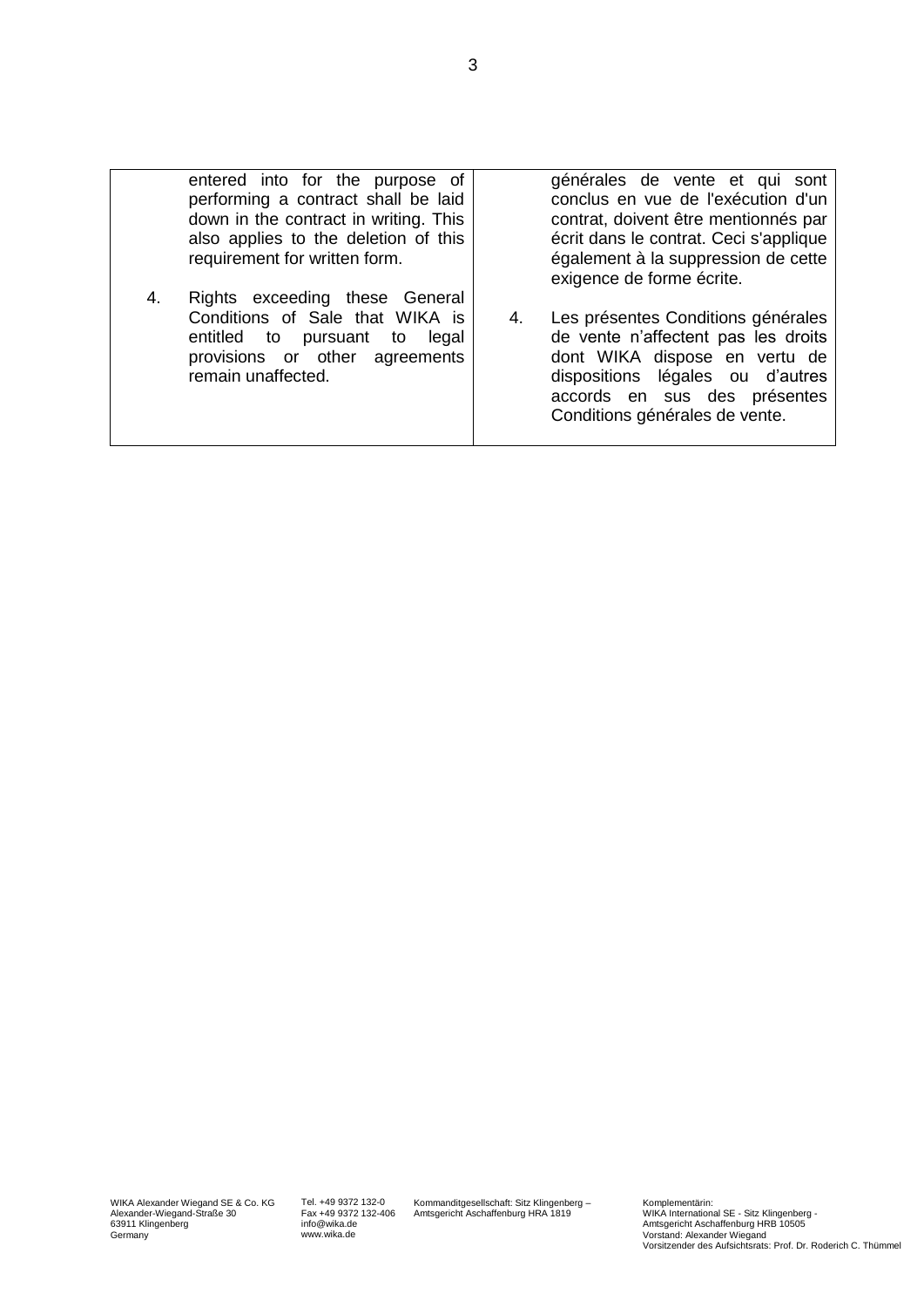| | |
|---|---|
| entered into for the purpose of performing a contract shall be laid down in the contract in writing. This also applies to the deletion of this requirement for written form.<br><br>4. Rights exceeding these General Conditions of Sale that WIKA is entitled to pursuant to legal provisions or other agreements remain unaffected. | générales de vente et qui sont conclus en vue de l'exécution d'un contrat, doivent être mentionnés par écrit dans le contrat. Ceci s'applique également à la suppression de cette exigence de forme écrite.<br><br>4. Les présentes Conditions générales de vente n'affectent pas les droits dont WIKA dispose en vertu de dispositions légales ou d'autres accords en sus des présentes Conditions générales de vente. |

WIKA Alexander Wiegand SE & Co. KG
Alexander-Wiegand-Straße 30
63911 Klingenberg
Germany

Tel. +49 9372 132-0
Fax +49 9372 132-406
info@wika.de
www.wika.de

Kommanditgesellschaft: Sitz Klingenberg –
Amtsgericht Aschaffenburg HRA 1819

Komplementärin:
WIKA International SE - Sitz Klingenberg -
Amtsgericht Aschaffenburg HRB 10505
Vorstand: Alexander Wiegand
Vorsitzender des Aufsichtsrats: Prof. Dr. Roderich C. Thümmel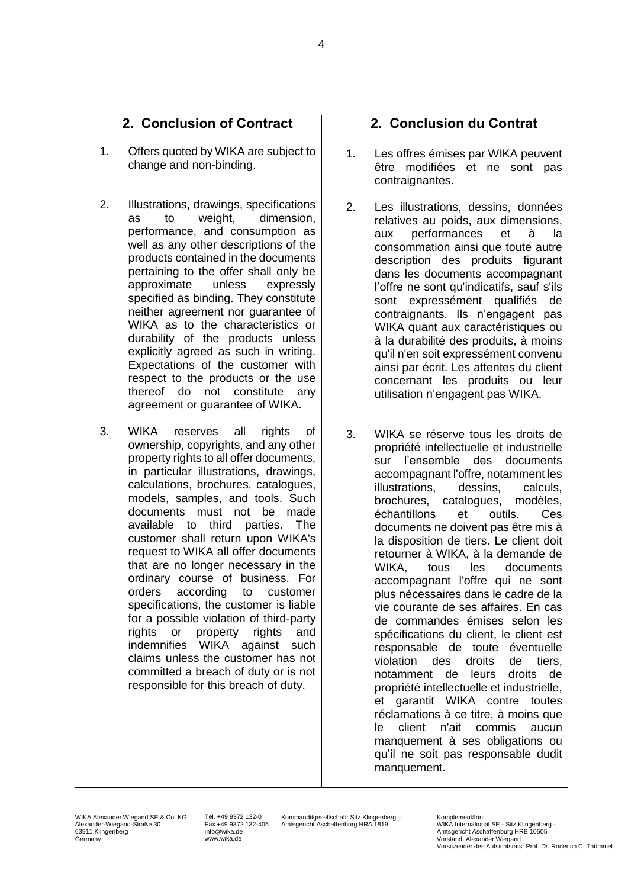## 2. Conclusion of Contract

1. Offers quoted by WIKA are subject to change and non-binding.

2. Illustrations, drawings, specifications as to weight, dimension, performance, and consumption as well as any other descriptions of the products contained in the documents pertaining to the offer shall only be approximate unless expressly specified as binding. They constitute neither agreement nor guarantee of WIKA as to the characteristics or durability of the products unless explicitly agreed as such in writing. Expectations of the customer with respect to the products or the use thereof do not constitute any agreement or guarantee of WIKA.

3. WIKA reserves all rights of ownership, copyrights, and any other property rights to all offer documents, in particular illustrations, drawings, calculations, brochures, catalogues, models, samples, and tools. Such documents must not be made available to third parties. The customer shall return upon WIKA's request to WIKA all offer documents that are no longer necessary in the ordinary course of business. For orders according to customer specifications, the customer is liable for a possible violation of third-party rights or property rights and indemnifies WIKA against such claims unless the customer has not committed a breach of duty or is not responsible for this breach of duty.

## 2. Conclusion du Contrat

1. Les offres émises par WIKA peuvent être modifiées et ne sont pas contraignantes.

2. Les illustrations, dessins, données relatives au poids, aux dimensions, aux performances et à la consommation ainsi que toute autre description des produits figurant dans les documents accompagnant l'offre ne sont qu'indicatifs, sauf s'ils sont expressément qualifiés de contraignants. Ils n'engagent pas WIKA quant aux caractéristiques ou à la durabilité des produits, à moins qu'il n'en soit expressément convenu ainsi par écrit. Les attentes du client concernant les produits ou leur utilisation n'engagent pas WIKA.

3. WIKA se réserve tous les droits de propriété intellectuelle et industrielle sur l'ensemble des documents accompagnant l'offre, notamment les illustrations, dessins, calculs, brochures, catalogues, modèles, échantillons et outils. Ces documents ne doivent pas être mis à la disposition de tiers. Le client doit retourner à WIKA, à la demande de WIKA, tous les documents accompagnant l'offre qui ne sont plus nécessaires dans le cadre de la vie courante de ses affaires. En cas de commandes émises selon les spécifications du client, le client est responsable de toute éventuelle violation des droits de tiers, notamment de leurs droits de propriété intellectuelle et industrielle, et garantit WIKA contre toutes réclamations à ce titre, à moins que le client n'ait commis aucun manquement à ses obligations ou qu'il ne soit pas responsable dudit manquement.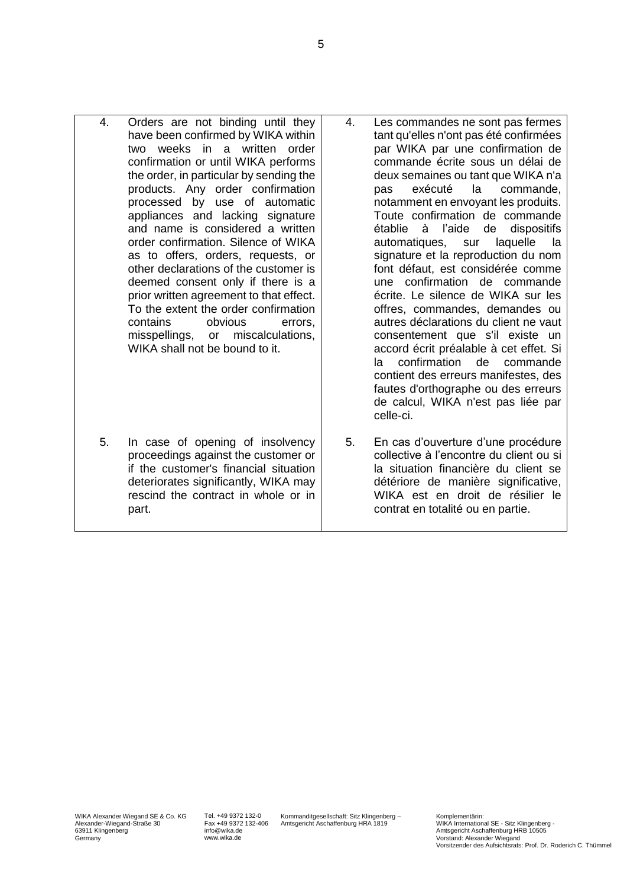| | |
|---|---|
| 4. Orders are not binding until they have been confirmed by WIKA within two weeks in a written order confirmation or until WIKA performs the order, in particular by sending the products. Any order confirmation processed by use of automatic appliances and lacking signature and name is considered a written order confirmation. Silence of WIKA as to offers, orders, requests, or other declarations of the customer is deemed consent only if there is a prior written agreement to that effect. To the extent the order confirmation contains obvious errors, misspellings, or miscalculations, WIKA shall not be bound to it. | 4. Les commandes ne sont pas fermes tant qu'elles n'ont pas été confirmées par WIKA par une confirmation de commande écrite sous un délai de deux semaines ou tant que WIKA n'a pas exécuté la commande, notamment en envoyant les produits. Toute confirmation de commande établie à l'aide de dispositifs automatiques, sur laquelle la signature et la reproduction du nom font défaut, est considérée comme une confirmation de commande écrite. Le silence de WIKA sur les offres, commandes, demandes ou autres déclarations du client ne vaut consentement que s'il existe un accord écrit préalable à cet effet. Si la confirmation de commande contient des erreurs manifestes, des fautes d'orthographe ou des erreurs de calcul, WIKA n'est pas liée par celle-ci. |
| 5. In case of opening of insolvency proceedings against the customer or if the customer's financial situation deteriorates significantly, WIKA may rescind the contract in whole or in part. | 5. En cas d'ouverture d'une procédure collective à l'encontre du client ou si la situation financière du client se détériore de manière significative, WIKA est en droit de résilier le contrat en totalité ou en partie. |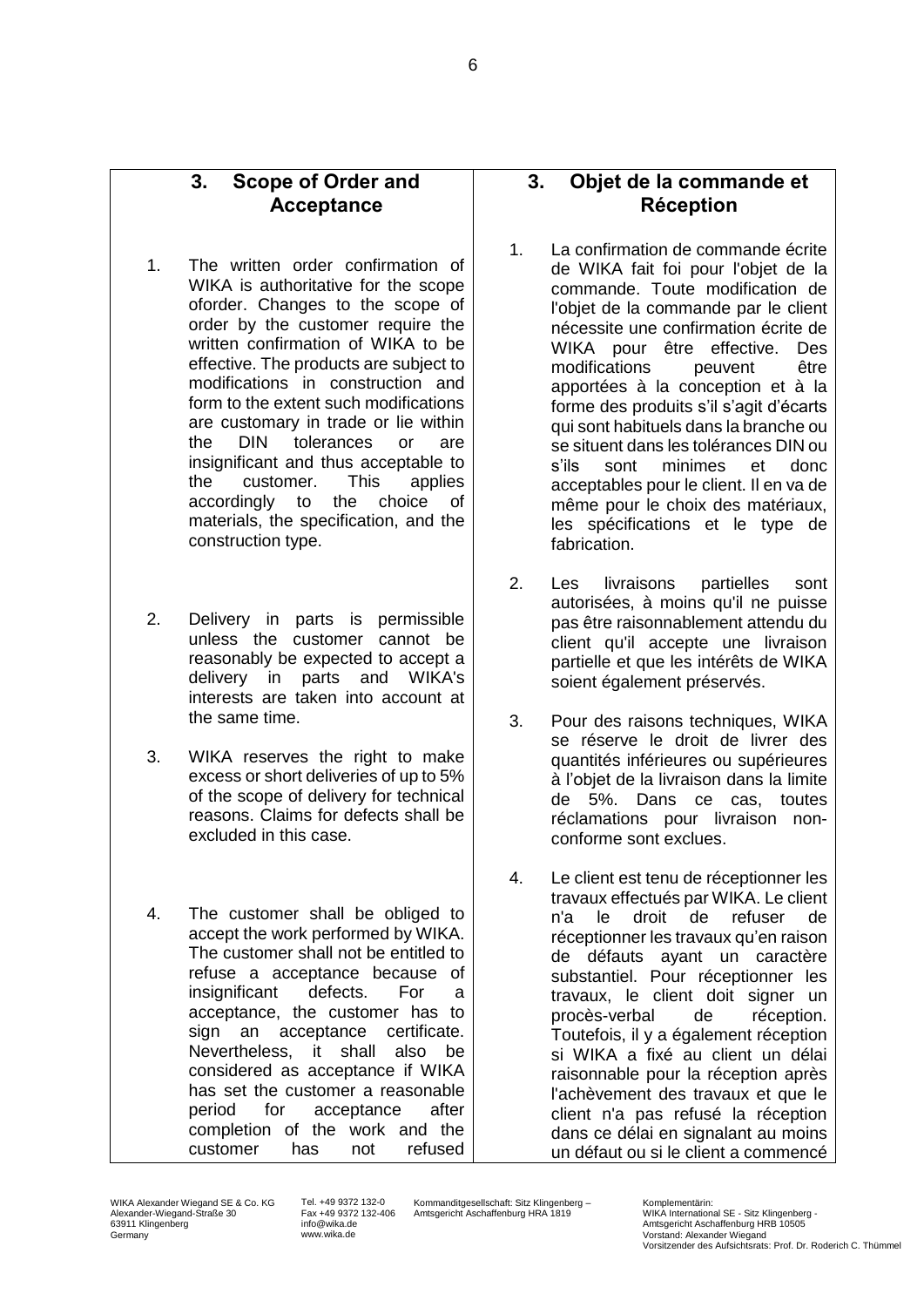## 3. Scope of Order and Acceptance

1. The written order confirmation of WIKA is authoritative for the scope oforder. Changes to the scope of order by the customer require the written confirmation of WIKA to be effective. The products are subject to modifications in construction and form to the extent such modifications are customary in trade or lie within the DIN tolerances or are insignificant and thus acceptable to the customer. This applies accordingly to the choice of materials, the specification, and the construction type.

2. Delivery in parts is permissible unless the customer cannot be reasonably be expected to accept a delivery in parts and WIKA's interests are taken into account at the same time.

3. WIKA reserves the right to make excess or short deliveries of up to 5% of the scope of delivery for technical reasons. Claims for defects shall be excluded in this case.

4. The customer shall be obliged to accept the work performed by WIKA. The customer shall not be entitled to refuse a acceptance because of insignificant defects. For a acceptance, the customer has to sign an acceptance certificate. Nevertheless, it shall also be considered as acceptance if WIKA has set the customer a reasonable period for acceptance after completion of the work and the customer has not refused

## 3. Objet de la commande et Réception

1. La confirmation de commande écrite de WIKA fait foi pour l'objet de la commande. Toute modification de l'objet de la commande par le client nécessite une confirmation écrite de WIKA pour être effective. Des modifications peuvent être apportées à la conception et à la forme des produits s'il s'agit d'écarts qui sont habituels dans la branche ou se situent dans les tolérances DIN ou s'ils sont minimes et donc acceptables pour le client. Il en va de même pour le choix des matériaux, les spécifications et le type de fabrication.

2. Les livraisons partielles sont autorisées, à moins qu'il ne puisse pas être raisonnablement attendu du client qu'il accepte une livraison partielle et que les intérêts de WIKA soient également préservés.

3. Pour des raisons techniques, WIKA se réserve le droit de livrer des quantités inférieures ou supérieures à l'objet de la livraison dans la limite de 5%. Dans ce cas, toutes réclamations pour livraison non-conforme sont exclues.

4. Le client est tenu de réceptionner les travaux effectués par WIKA. Le client n'a le droit de refuser de réceptionner les travaux qu'en raison de défauts ayant un caractère substantiel. Pour réceptionner les travaux, le client doit signer un procès-verbal de réception. Toutefois, il y a également réception si WIKA a fixé au client un délai raisonnable pour la réception après l'achèvement des travaux et que le client n'a pas refusé la réception dans ce délai en signalant au moins un défaut ou si le client a commencé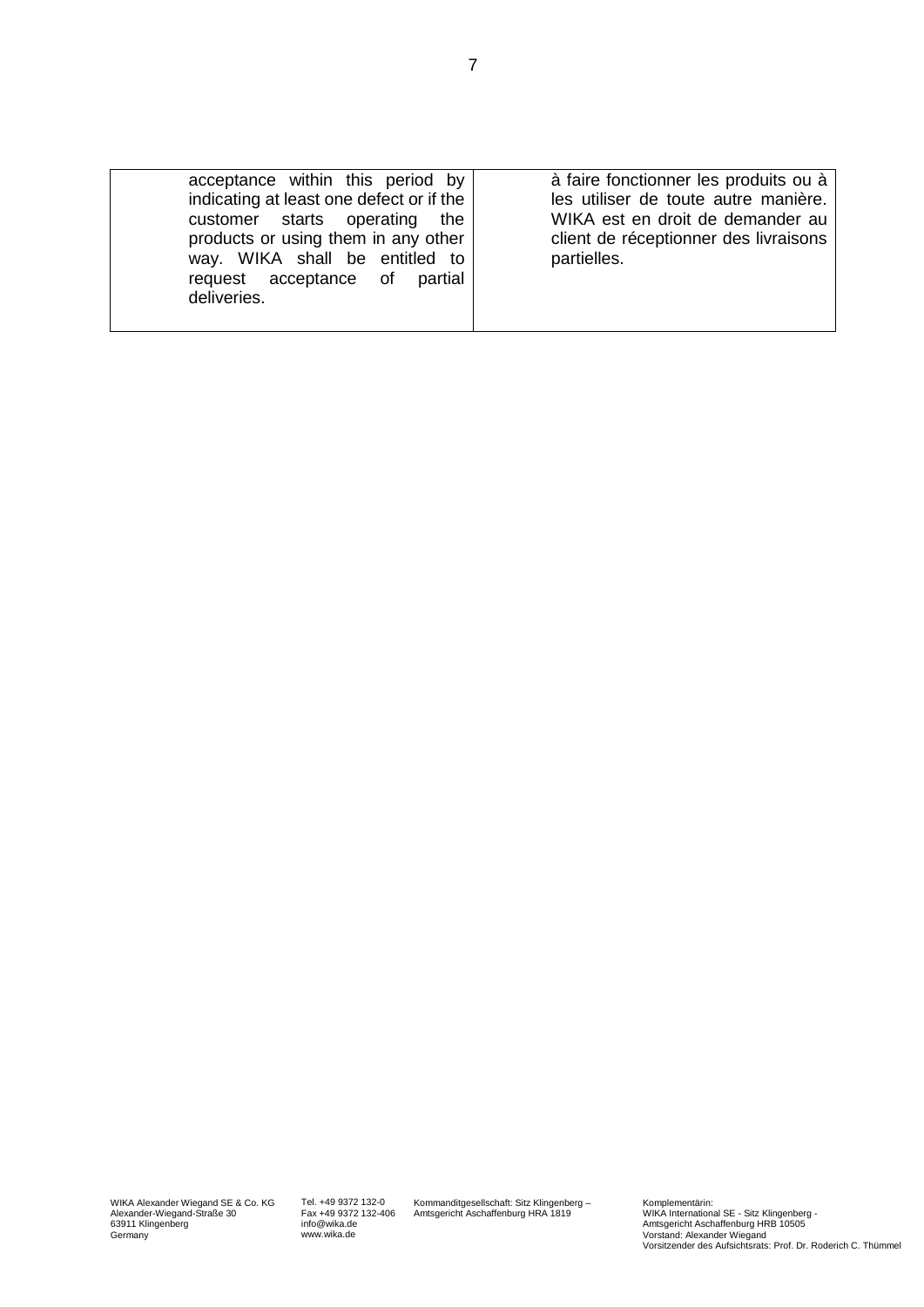| acceptance within this period by indicating at least one defect or if the customer starts operating the products or using them in any other way. WIKA shall be entitled to request acceptance of partial deliveries. | à faire fonctionner les produits ou à les utiliser de toute autre manière. WIKA est en droit de demander au client de réceptionner des livraisons partielles. |
|---|---|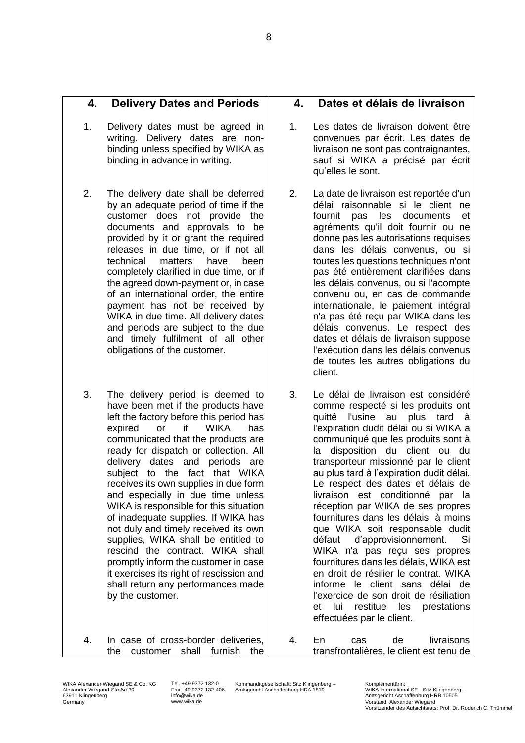| 4. Delivery Dates and Periods | 4. Dates et délais de livraison |
|---|---|
| 1. Delivery dates must be agreed in writing. Delivery dates are non-binding unless specified by WIKA as binding in advance in writing. | 1. Les dates de livraison doivent être convenues par écrit. Les dates de livraison ne sont pas contraignantes, sauf si WIKA a précisé par écrit qu'elles le sont. |
| 2. The delivery date shall be deferred by an adequate period of time if the customer does not provide the documents and approvals to be provided by it or grant the required releases in due time, or if not all technical matters have been completely clarified in due time, or if the agreed down-payment or, in case of an international order, the entire payment has not been received by WIKA in due time. All delivery dates and periods are subject to the due and timely fulfilment of all other obligations of the customer. | 2. La date de livraison est reportée d'un délai raisonnable si le client ne fournit pas les documents et agréments qu'il doit fournir ou ne donne pas les autorisations requises dans les délais convenus, ou si toutes les questions techniques n'ont pas été entièrement clarifiées dans les délais convenus, ou si l'acompte convenu ou, en cas de commande internationale, le paiement intégral n'a pas été reçu par WIKA dans les délais convenus. Le respect des dates et délais de livraison suppose l'exécution dans les délais convenus de toutes les autres obligations du client. |
| 3. The delivery period is deemed to have been met if the products have left the factory before this period has expired or if WIKA has communicated that the products are ready for dispatch or collection. All delivery dates and periods are subject to the fact that WIKA receives its own supplies in due form and especially in due time unless WIKA is responsible for this situation of inadequate supplies. If WIKA has not duly and timely received its own supplies, WIKA shall be entitled to rescind the contract. WIKA shall promptly inform the customer in case it exercises its right of rescission and shall return any performances made by the customer. | 3. Le délai de livraison est considéré comme respecté si les produits ont quitté l'usine au plus tard à l'expiration dudit délai ou si WIKA a communiqué que les produits sont à la disposition du client ou du transporteur missionné par le client au plus tard à l'expiration dudit délai. Le respect des dates et délais de livraison est conditionné par la réception par WIKA de ses propres fournitures dans les délais, à moins que WIKA soit responsable dudit défaut d'approvisionnement. Si WIKA n'a pas reçu ses propres fournitures dans les délais, WIKA est en droit de résilier le contrat. WIKA informe le client sans délai de l'exercice de son droit de résiliation et lui restitue les prestations effectuées par le client. |
| 4. In case of cross-border deliveries, the customer shall furnish the | 4. En cas de livraisons transfrontalières, le client est tenu de |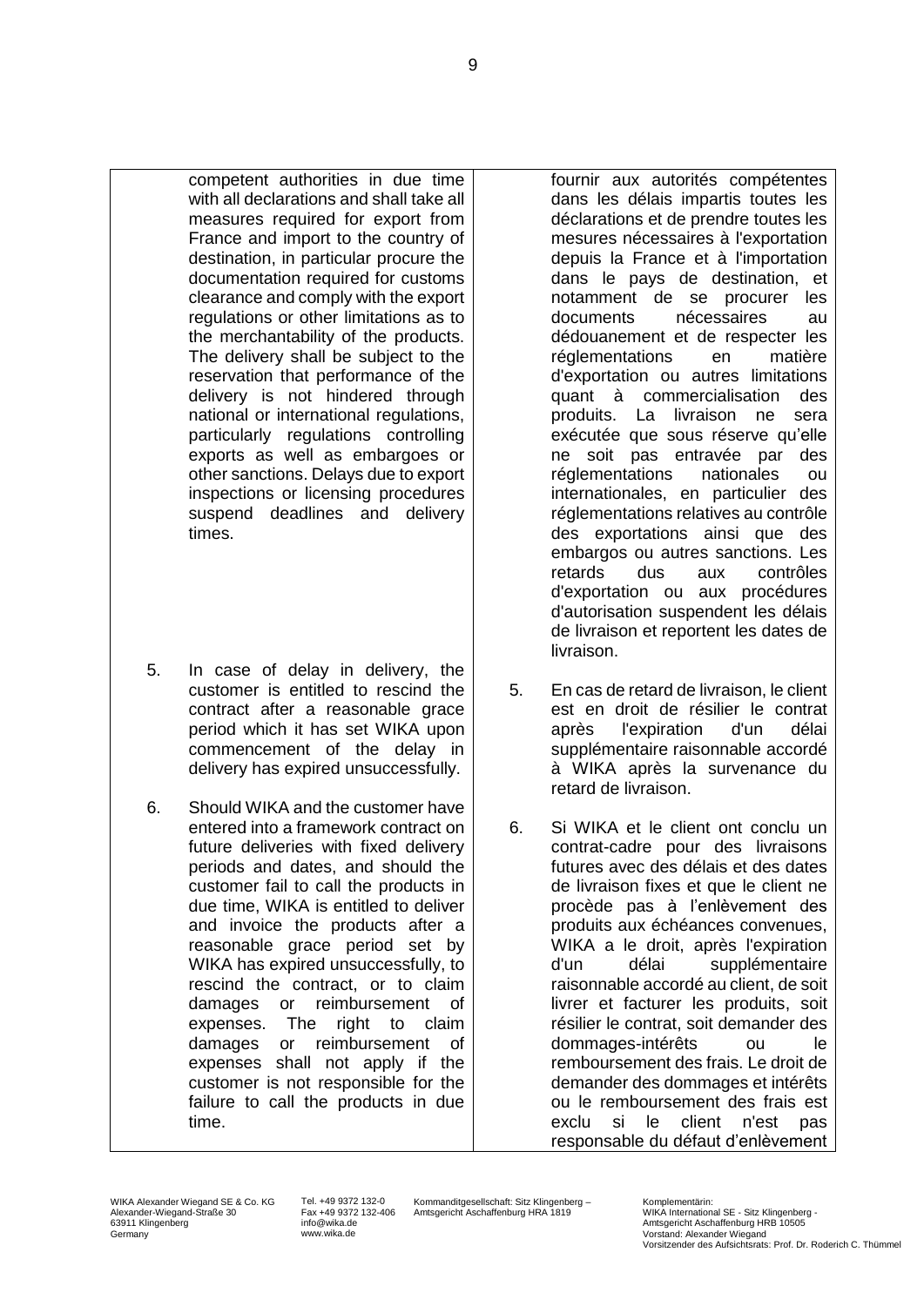competent authorities in due time with all declarations and shall take all measures required for export from France and import to the country of destination, in particular procure the documentation required for customs clearance and comply with the export regulations or other limitations as to the merchantability of the products. The delivery shall be subject to the reservation that performance of the delivery is not hindered through national or international regulations, particularly regulations controlling exports as well as embargoes or other sanctions. Delays due to export inspections or licensing procedures suspend deadlines and delivery times.

fournir aux autorités compétentes dans les délais impartis toutes les déclarations et de prendre toutes les mesures nécessaires à l'exportation depuis la France et à l'importation dans le pays de destination, et notamment de se procurer les documents nécessaires au dédouanement et de respecter les réglementations en matière d'exportation ou autres limitations quant à commercialisation des produits. La livraison ne sera exécutée que sous réserve qu'elle ne soit pas entravée par des réglementations nationales ou internationales, en particulier des réglementations relatives au contrôle des exportations ainsi que des embargos ou autres sanctions. Les retards dus aux contrôles d'exportation ou aux procédures d'autorisation suspendent les délais de livraison et reportent les dates de livraison.

5. In case of delay in delivery, the customer is entitled to rescind the contract after a reasonable grace period which it has set WIKA upon commencement of the delay in delivery has expired unsuccessfully.

5. En cas de retard de livraison, le client est en droit de résilier le contrat après l'expiration d'un délai supplémentaire raisonnable accordé à WIKA après la survenance du retard de livraison.

6. Should WIKA and the customer have entered into a framework contract on future deliveries with fixed delivery periods and dates, and should the customer fail to call the products in due time, WIKA is entitled to deliver and invoice the products after a reasonable grace period set by WIKA has expired unsuccessfully, to rescind the contract, or to claim damages or reimbursement of expenses. The right to claim damages or reimbursement of expenses shall not apply if the customer is not responsible for the failure to call the products in due time.

6. Si WIKA et le client ont conclu un contrat-cadre pour des livraisons futures avec des délais et des dates de livraison fixes et que le client ne procède pas à l'enlèvement des produits aux échéances convenues, WIKA a le droit, après l'expiration d'un délai supplémentaire raisonnable accordé au client, de soit livrer et facturer les produits, soit résilier le contrat, soit demander des dommages-intérêts ou le remboursement des frais. Le droit de demander des dommages et intérêts ou le remboursement des frais est exclu si le client n'est pas responsable du défaut d'enlèvement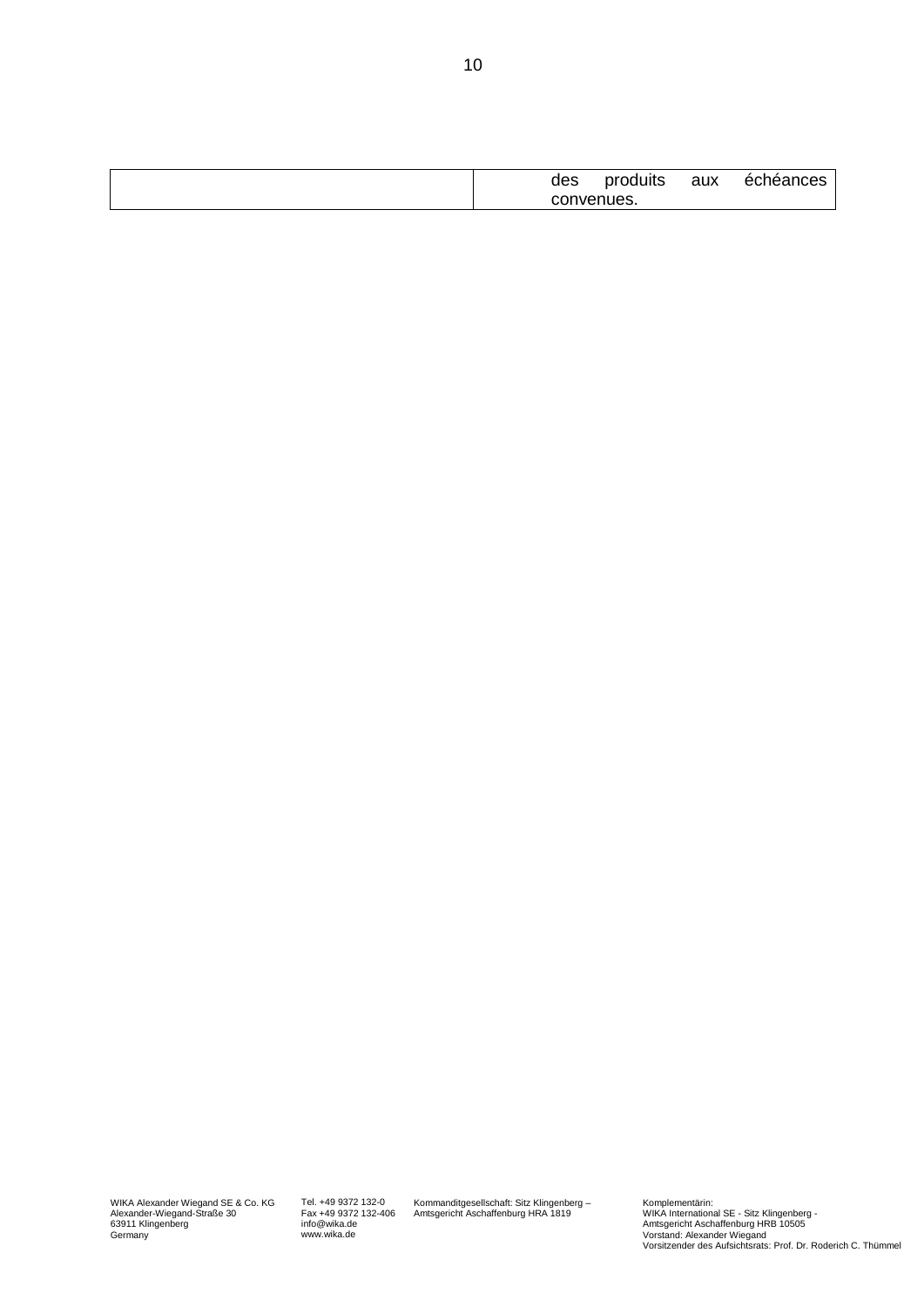| | |
|---|---|
| | des produits aux échéances convenues. |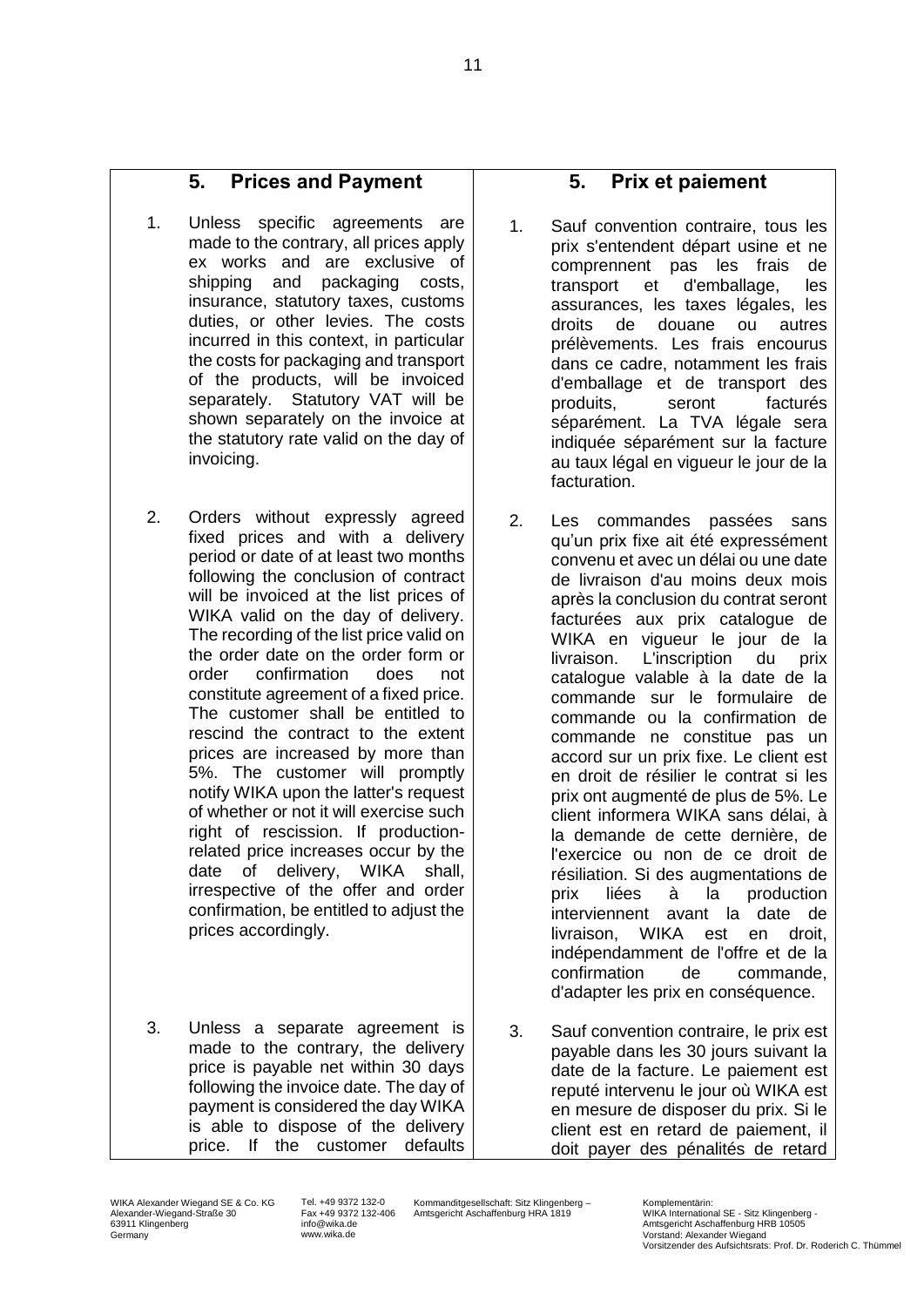## 5. Prices and Payment

1. Unless specific agreements are made to the contrary, all prices apply ex works and are exclusive of shipping and packaging costs, insurance, statutory taxes, customs duties, or other levies. The costs incurred in this context, in particular the costs for packaging and transport of the products, will be invoiced separately. Statutory VAT will be shown separately on the invoice at the statutory rate valid on the day of invoicing.

2. Orders without expressly agreed fixed prices and with a delivery period or date of at least two months following the conclusion of contract will be invoiced at the list prices of WIKA valid on the day of delivery. The recording of the list price valid on the order date on the order form or order confirmation does not constitute agreement of a fixed price. The customer shall be entitled to rescind the contract to the extent prices are increased by more than 5%. The customer will promptly notify WIKA upon the latter's request of whether or not it will exercise such right of rescission. If production-related price increases occur by the date of delivery, WIKA shall, irrespective of the offer and order confirmation, be entitled to adjust the prices accordingly.

3. Unless a separate agreement is made to the contrary, the delivery price is payable net within 30 days following the invoice date. The day of payment is considered the day WIKA is able to dispose of the delivery price. If the customer defaults

## 5. Prix et paiement

1. Sauf convention contraire, tous les prix s'entendent départ usine et ne comprennent pas les frais de transport et d'emballage, les assurances, les taxes légales, les droits de douane ou autres prélèvements. Les frais encourus dans ce cadre, notamment les frais d'emballage et de transport des produits, seront facturés séparément. La TVA légale sera indiquée séparément sur la facture au taux légal en vigueur le jour de la facturation.

2. Les commandes passées sans qu'un prix fixe ait été expressément convenu et avec un délai ou une date de livraison d'au moins deux mois après la conclusion du contrat seront facturées aux prix catalogue de WIKA en vigueur le jour de la livraison. L'inscription du prix catalogue valable à la date de la commande sur le formulaire de commande ou la confirmation de commande ne constitue pas un accord sur un prix fixe. Le client est en droit de résilier le contrat si les prix ont augmenté de plus de 5%. Le client informera WIKA sans délai, à la demande de cette dernière, de l'exercice ou non de ce droit de résiliation. Si des augmentations de prix liées à la production interviennent avant la date de livraison, WIKA est en droit, indépendamment de l'offre et de la confirmation de commande, d'adapter les prix en conséquence.

3. Sauf convention contraire, le prix est payable dans les 30 jours suivant la date de la facture. Le paiement est reputé intervenu le jour où WIKA est en mesure de disposer du prix. Si le client est en retard de paiement, il doit payer des pénalités de retard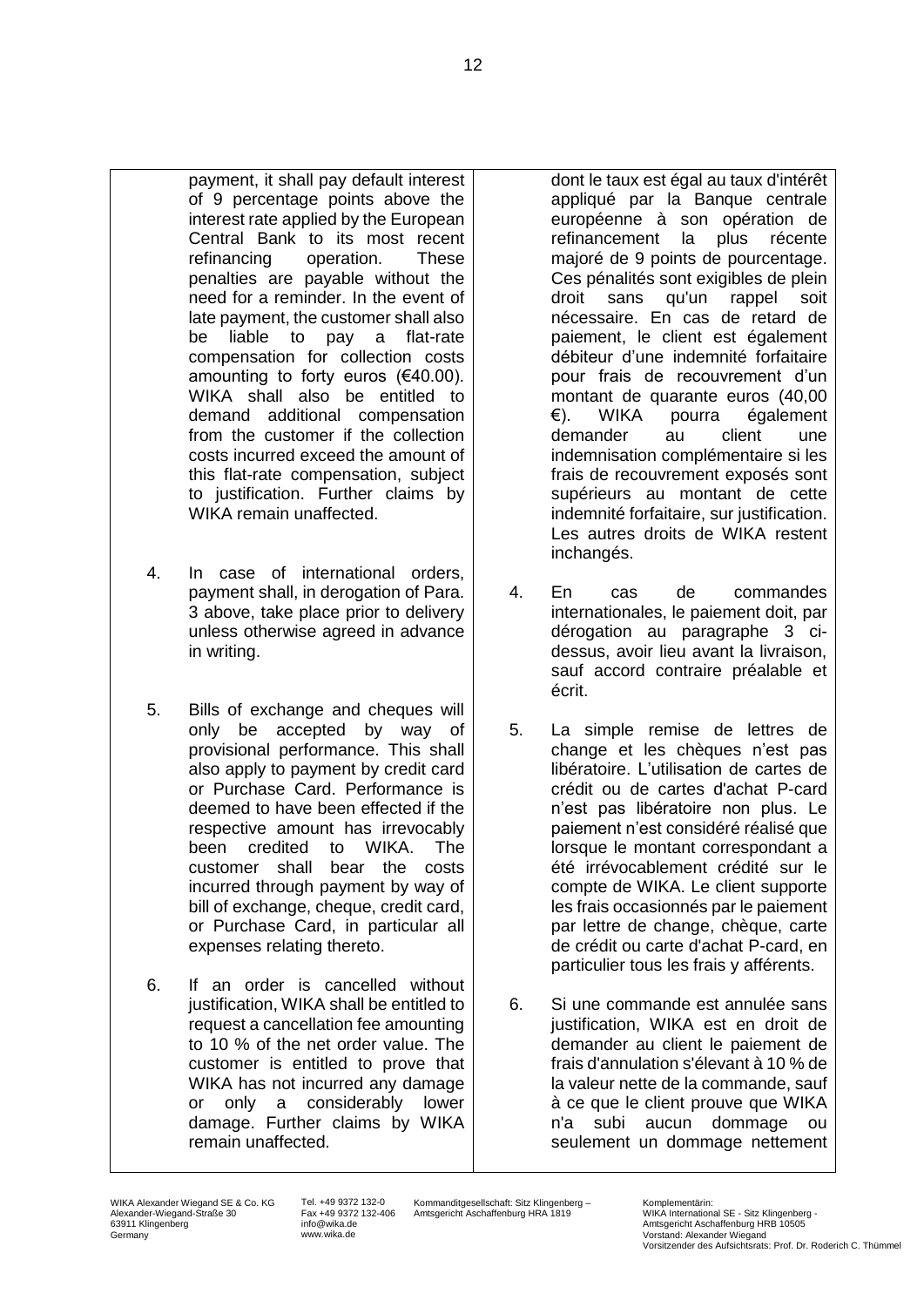payment, it shall pay default interest of 9 percentage points above the interest rate applied by the European Central Bank to its most recent refinancing operation. These penalties are payable without the need for a reminder. In the event of late payment, the customer shall also be liable to pay a flat-rate compensation for collection costs amounting to forty euros (€40.00). WIKA shall also be entitled to demand additional compensation from the customer if the collection costs incurred exceed the amount of this flat-rate compensation, subject to justification. Further claims by WIKA remain unaffected.

4. In case of international orders, payment shall, in derogation of Para. 3 above, take place prior to delivery unless otherwise agreed in advance in writing.

5. Bills of exchange and cheques will only be accepted by way of provisional performance. This shall also apply to payment by credit card or Purchase Card. Performance is deemed to have been effected if the respective amount has irrevocably been credited to WIKA. The customer shall bear the costs incurred through payment by way of bill of exchange, cheque, credit card, or Purchase Card, in particular all expenses relating thereto.

6. If an order is cancelled without justification, WIKA shall be entitled to request a cancellation fee amounting to 10 % of the net order value. The customer is entitled to prove that WIKA has not incurred any damage or only a considerably lower damage. Further claims by WIKA remain unaffected.

dont le taux est égal au taux d'intérêt appliqué par la Banque centrale européenne à son opération de refinancement la plus récente majoré de 9 points de pourcentage. Ces pénalités sont exigibles de plein droit sans qu'un rappel soit nécessaire. En cas de retard de paiement, le client est également débiteur d'une indemnité forfaitaire pour frais de recouvrement d'un montant de quarante euros (40,00 €). WIKA pourra également demander au client une indemnisation complémentaire si les frais de recouvrement exposés sont supérieurs au montant de cette indemnité forfaitaire, sur justification. Les autres droits de WIKA restent inchangés.

4. En cas de commandes internationales, le paiement doit, par dérogation au paragraphe 3 ci-dessus, avoir lieu avant la livraison, sauf accord contraire préalable et écrit.

5. La simple remise de lettres de change et les chèques n'est pas libératoire. L'utilisation de cartes de crédit ou de cartes d'achat P-card n'est pas libératoire non plus. Le paiement n'est considéré réalisé que lorsque le montant correspondant a été irrévocablement crédité sur le compte de WIKA. Le client supporte les frais occasionnés par le paiement par lettre de change, chèque, carte de crédit ou carte d'achat P-card, en particulier tous les frais y afférents.

6. Si une commande est annulée sans justification, WIKA est en droit de demander au client le paiement de frais d'annulation s'élevant à 10 % de la valeur nette de la commande, sauf à ce que le client prouve que WIKA n'a subi aucun dommage ou seulement un dommage nettement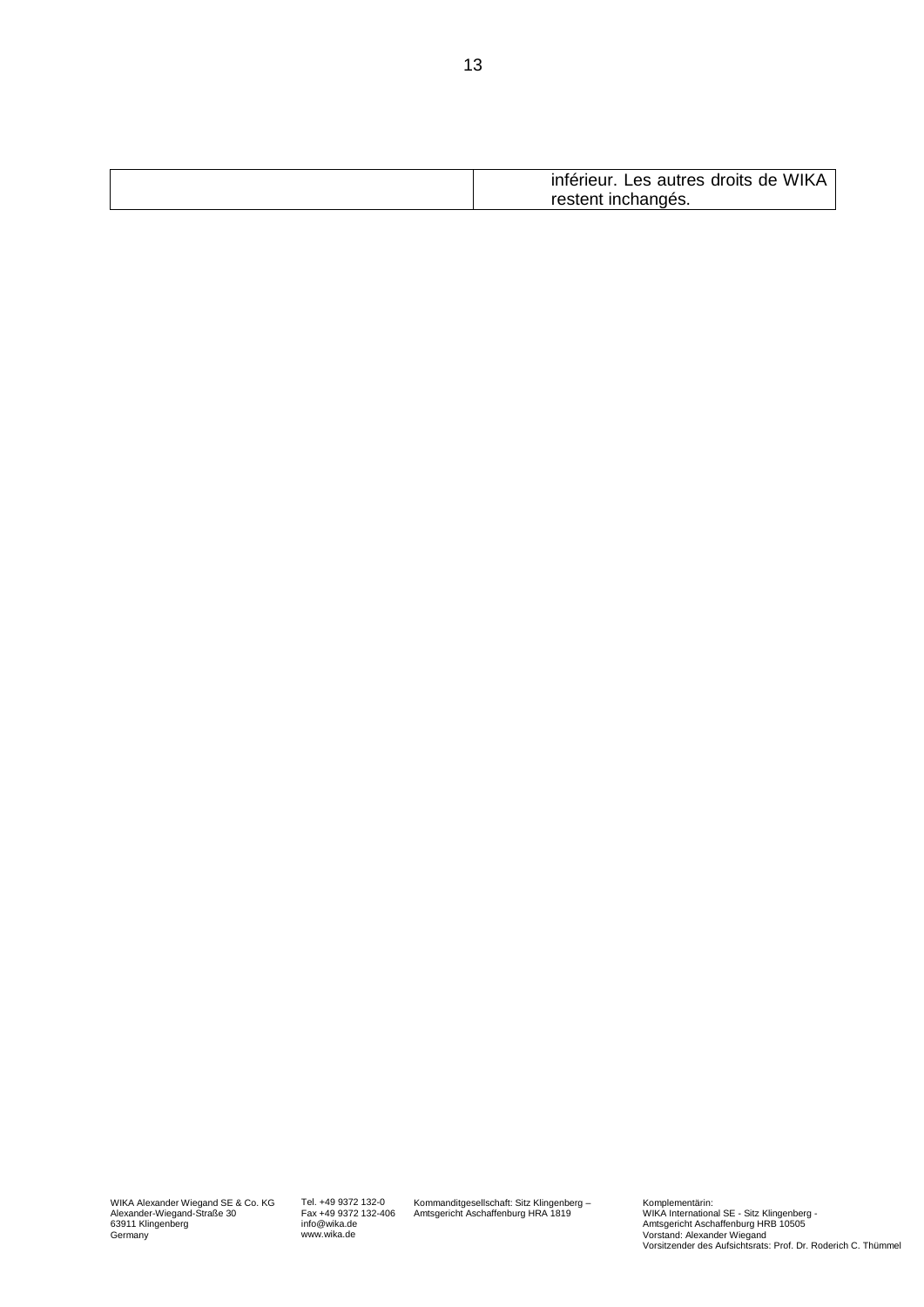| | |
|---|---|
| | inférieur. Les autres droits de WIKA restent inchangés. |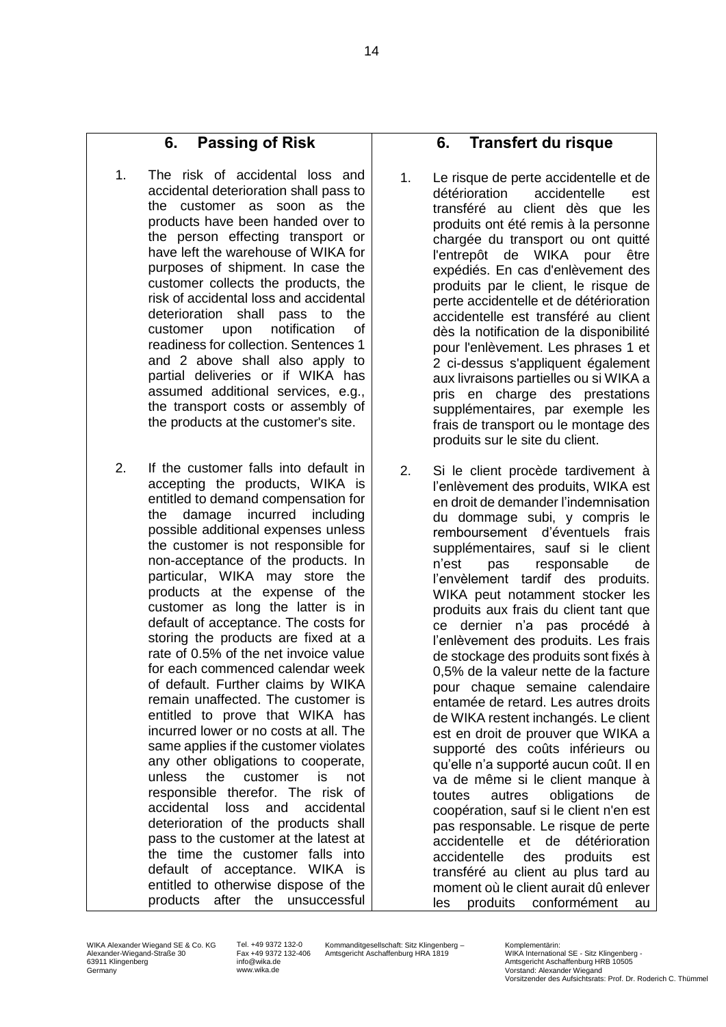## 6. Passing of Risk

1. The risk of accidental loss and accidental deterioration shall pass to the customer as soon as the products have been handed over to the person effecting transport or have left the warehouse of WIKA for purposes of shipment. In case the customer collects the products, the risk of accidental loss and accidental deterioration shall pass to the customer upon notification of readiness for collection. Sentences 1 and 2 above shall also apply to partial deliveries or if WIKA has assumed additional services, e.g., the transport costs or assembly of the products at the customer's site.

2. If the customer falls into default in accepting the products, WIKA is entitled to demand compensation for the damage incurred including possible additional expenses unless the customer is not responsible for non-acceptance of the products. In particular, WIKA may store the products at the expense of the customer as long the latter is in default of acceptance. The costs for storing the products are fixed at a rate of 0.5% of the net invoice value for each commenced calendar week of default. Further claims by WIKA remain unaffected. The customer is entitled to prove that WIKA has incurred lower or no costs at all. The same applies if the customer violates any other obligations to cooperate, unless the customer is not responsible therefor. The risk of accidental loss and accidental deterioration of the products shall pass to the customer at the latest at the time the customer falls into default of acceptance. WIKA is entitled to otherwise dispose of the products after the unsuccessful

## 6. Transfert du risque

1. Le risque de perte accidentelle et de détérioration accidentelle est transféré au client dès que les produits ont été remis à la personne chargée du transport ou ont quitté l'entrepôt de WIKA pour être expédiés. En cas d'enlèvement des produits par le client, le risque de perte accidentelle et de détérioration accidentelle est transféré au client dès la notification de la disponibilité pour l'enlèvement. Les phrases 1 et 2 ci-dessus s'appliquent également aux livraisons partielles ou si WIKA a pris en charge des prestations supplémentaires, par exemple les frais de transport ou le montage des produits sur le site du client.

2. Si le client procède tardivement à l'enlèvement des produits, WIKA est en droit de demander l'indemnisation du dommage subi, y compris le remboursement d'éventuels frais supplémentaires, sauf si le client n'est pas responsable de l'envèlement tardif des produits. WIKA peut notamment stocker les produits aux frais du client tant que ce dernier n'a pas procédé à l'enlèvement des produits. Les frais de stockage des produits sont fixés à 0,5% de la valeur nette de la facture pour chaque semaine calendaire entamée de retard. Les autres droits de WIKA restent inchangés. Le client est en droit de prouver que WIKA a supporté des coûts inférieurs ou qu'elle n'a supporté aucun coût. Il en va de même si le client manque à toutes autres obligations de coopération, sauf si le client n'en est pas responsable. Le risque de perte accidentelle et de détérioration accidentelle des produits est transféré au client au plus tard au moment où le client aurait dû enlever les produits conformément au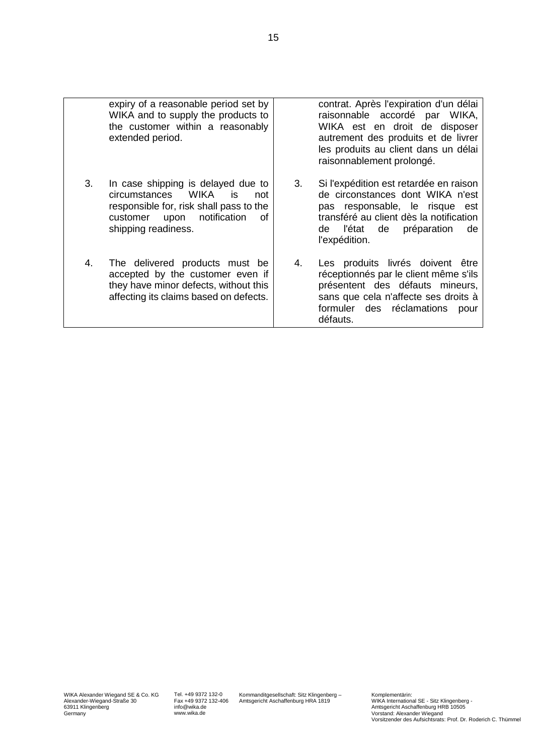| English | Français |
| --- | --- |
| expiry of a reasonable period set by WIKA and to supply the products to the customer within a reasonably extended period. | contrat. Après l'expiration d'un délai raisonnable accordé par WIKA, WIKA est en droit de disposer autrement des produits et de livrer les produits au client dans un délai raisonnablement prolongé. |
| 3. In case shipping is delayed due to circumstances WIKA is not responsible for, risk shall pass to the customer upon notification of shipping readiness. | 3. Si l'expédition est retardée en raison de circonstances dont WIKA n'est pas responsable, le risque est transféré au client dès la notification de l'état de préparation de l'expédition. |
| 4. The delivered products must be accepted by the customer even if they have minor defects, without this affecting its claims based on defects. | 4. Les produits livrés doivent être réceptionnés par le client même s'ils présentent des défauts mineurs, sans que cela n'affecte ses droits à formuler des réclamations pour défauts. |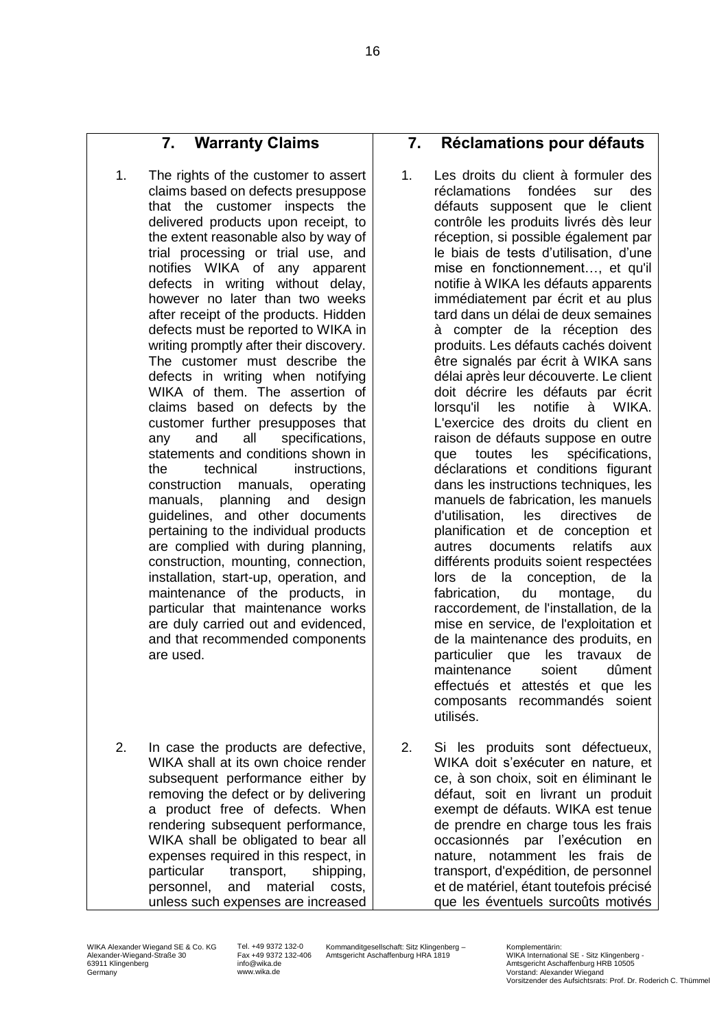## 7. Warranty Claims

1. The rights of the customer to assert claims based on defects presuppose that the customer inspects the delivered products upon receipt, to the extent reasonable also by way of trial processing or trial use, and notifies WIKA of any apparent defects in writing without delay, however no later than two weeks after receipt of the products. Hidden defects must be reported to WIKA in writing promptly after their discovery. The customer must describe the defects in writing when notifying WIKA of them. The assertion of claims based on defects by the customer further presupposes that any and all specifications, statements and conditions shown in the technical instructions, construction manuals, operating manuals, planning and design guidelines, and other documents pertaining to the individual products are complied with during planning, construction, mounting, connection, installation, start-up, operation, and maintenance of the products, in particular that maintenance works are duly carried out and evidenced, and that recommended components are used.

2. In case the products are defective, WIKA shall at its own choice render subsequent performance either by removing the defect or by delivering a product free of defects. When rendering subsequent performance, WIKA shall be obligated to bear all expenses required in this respect, in particular transport, shipping, personnel, and material costs, unless such expenses are increased

## 7. Réclamations pour défauts

1. Les droits du client à formuler des réclamations fondées sur des défauts supposent que le client contrôle les produits livrés dès leur réception, si possible également par le biais de tests d'utilisation, d'une mise en fonctionnement…, et qu'il notifie à WIKA les défauts apparents immédiatement par écrit et au plus tard dans un délai de deux semaines à compter de la réception des produits. Les défauts cachés doivent être signalés par écrit à WIKA sans délai après leur découverte. Le client doit décrire les défauts par écrit lorsqu'il les notifie à WIKA. L'exercice des droits du client en raison de défauts suppose en outre que toutes les spécifications, déclarations et conditions figurant dans les instructions techniques, les manuels de fabrication, les manuels d'utilisation, les directives de planification et de conception et autres documents relatifs aux différents produits soient respectées lors de la conception, de la fabrication, du montage, du raccordement, de l'installation, de la mise en service, de l'exploitation et de la maintenance des produits, en particulier que les travaux de maintenance soient dûment effectués et attestés et que les composants recommandés soient utilisés.

2. Si les produits sont défectueux, WIKA doit s'exécuter en nature, et ce, à son choix, soit en éliminant le défaut, soit en livrant un produit exempt de défauts. WIKA est tenue de prendre en charge tous les frais occasionnés par l'exécution en nature, notamment les frais de transport, d'expédition, de personnel et de matériel, étant toutefois précisé que les éventuels surcoûts motivés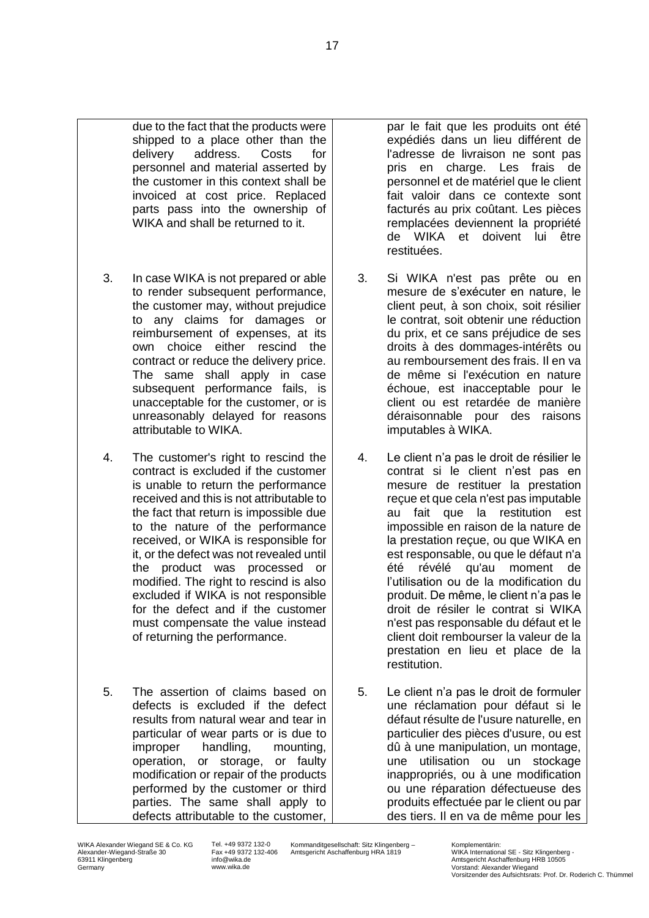| | |
|---|---|
| due to the fact that the products were shipped to a place other than the delivery address. Costs for personnel and material asserted by the customer in this context shall be invoiced at cost price. Replaced parts pass into the ownership of WIKA and shall be returned to it. | par le fait que les produits ont été expédiés dans un lieu différent de l'adresse de livraison ne sont pas pris en charge. Les frais de personnel et de matériel que le client fait valoir dans ce contexte sont facturés au prix coûtant. Les pièces remplacées deviennent la propriété de WIKA et doivent lui être restituées. |
| 3. In case WIKA is not prepared or able to render subsequent performance, the customer may, without prejudice to any claims for damages or reimbursement of expenses, at its own choice either rescind the contract or reduce the delivery price. The same shall apply in case subsequent performance fails, is unacceptable for the customer, or is unreasonably delayed for reasons attributable to WIKA. | 3. Si WIKA n'est pas prête ou en mesure de s'exécuter en nature, le client peut, à son choix, soit résilier le contrat, soit obtenir une réduction du prix, et ce sans préjudice de ses droits à des dommages-intérêts ou au remboursement des frais. Il en va de même si l'exécution en nature échoue, est inacceptable pour le client ou est retardée de manière déraisonnable pour des raisons imputables à WIKA. |
| 4. The customer's right to rescind the contract is excluded if the customer is unable to return the performance received and this is not attributable to the fact that return is impossible due to the nature of the performance received, or WIKA is responsible for it, or the defect was not revealed until the product was processed or modified. The right to rescind is also excluded if WIKA is not responsible for the defect and if the customer must compensate the value instead of returning the performance. | 4. Le client n'a pas le droit de résilier le contrat si le client n'est pas en mesure de restituer la prestation reçue et que cela n'est pas imputable au fait que la restitution est impossible en raison de la nature de la prestation reçue, ou que WIKA en est responsable, ou que le défaut n'a été révélé qu'au moment de l'utilisation ou de la modification du produit. De même, le client n'a pas le droit de résiler le contrat si WIKA n'est pas responsable du défaut et le client doit rembourser la valeur de la prestation en lieu et place de la restitution. |
| 5. The assertion of claims based on defects is excluded if the defect results from natural wear and tear in particular of wear parts or is due to improper handling, mounting, operation, or storage, or faulty modification or repair of the products performed by the customer or third parties. The same shall apply to defects attributable to the customer, | 5. Le client n'a pas le droit de formuler une réclamation pour défaut si le défaut résulte de l'usure naturelle, en particulier des pièces d'usure, ou est dû à une manipulation, un montage, une utilisation ou un stockage inappropriés, ou à une modification ou une réparation défectueuse des produits effectuée par le client ou par des tiers. Il en va de même pour les |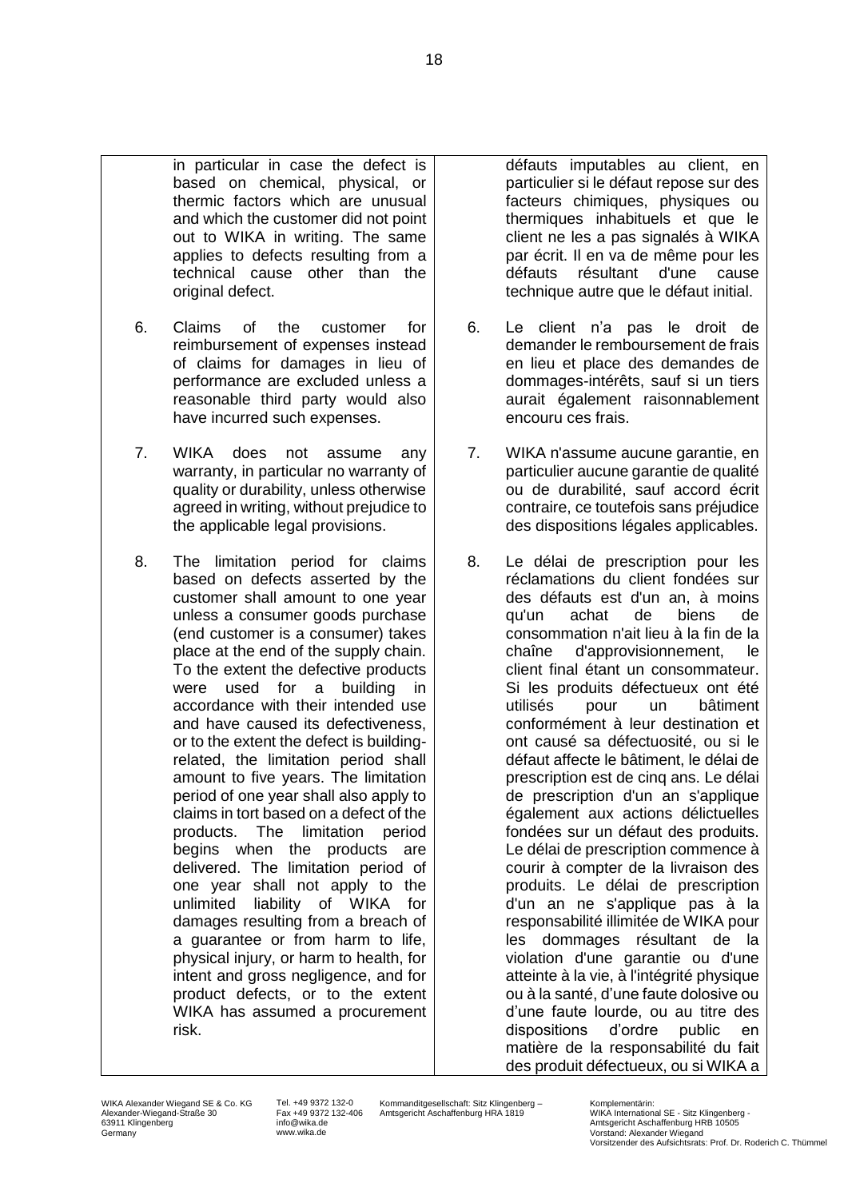| | |
|---|---|
| in particular in case the defect is based on chemical, physical, or thermic factors which are unusual and which the customer did not point out to WIKA in writing. The same applies to defects resulting from a technical cause other than the original defect. | défauts imputables au client, en particulier si le défaut repose sur des facteurs chimiques, physiques ou thermiques inhabituels et que le client ne les a pas signalés à WIKA par écrit. Il en va de même pour les défauts résultant d'une cause technique autre que le défaut initial. |
| 6. Claims of the customer for reimbursement of expenses instead of claims for damages in lieu of performance are excluded unless a reasonable third party would also have incurred such expenses. | 6. Le client n'a pas le droit de demander le remboursement de frais en lieu et place des demandes de dommages-intérêts, sauf si un tiers aurait également raisonnablement encouru ces frais. |
| 7. WIKA does not assume any warranty, in particular no warranty of quality or durability, unless otherwise agreed in writing, without prejudice to the applicable legal provisions. | 7. WIKA n'assume aucune garantie, en particulier aucune garantie de qualité ou de durabilité, sauf accord écrit contraire, ce toutefois sans préjudice des dispositions légales applicables. |
| 8. The limitation period for claims based on defects asserted by the customer shall amount to one year unless a consumer goods purchase (end customer is a consumer) takes place at the end of the supply chain. To the extent the defective products were used for a building in accordance with their intended use and have caused its defectiveness, or to the extent the defect is building-related, the limitation period shall amount to five years. The limitation period of one year shall also apply to claims in tort based on a defect of the products. The limitation period begins when the products are delivered. The limitation period of one year shall not apply to the unlimited liability of WIKA for damages resulting from a breach of a guarantee or from harm to life, physical injury, or harm to health, for intent and gross negligence, and for product defects, or to the extent WIKA has assumed a procurement risk. | 8. Le délai de prescription pour les réclamations du client fondées sur des défauts est d'un an, à moins qu'un achat de biens de consommation n'ait lieu à la fin de la chaîne d'approvisionnement, le client final étant un consommateur. Si les produits défectueux ont été utilisés pour un bâtiment conformément à leur destination et ont causé sa défectuosité, ou si le défaut affecte le bâtiment, le délai de prescription est de cinq ans. Le délai de prescription d'un an s'applique également aux actions délictuelles fondées sur un défaut des produits. Le délai de prescription commence à courir à compter de la livraison des produits. Le délai de prescription d'un an ne s'applique pas à la responsabilité illimitée de WIKA pour les dommages résultant de la violation d'une garantie ou d'une atteinte à la vie, à l'intégrité physique ou à la santé, d'une faute dolosive ou d'une faute lourde, ou au titre des dispositions d'ordre public en matière de la responsabilité du fait des produit défectueux, ou si WIKA a |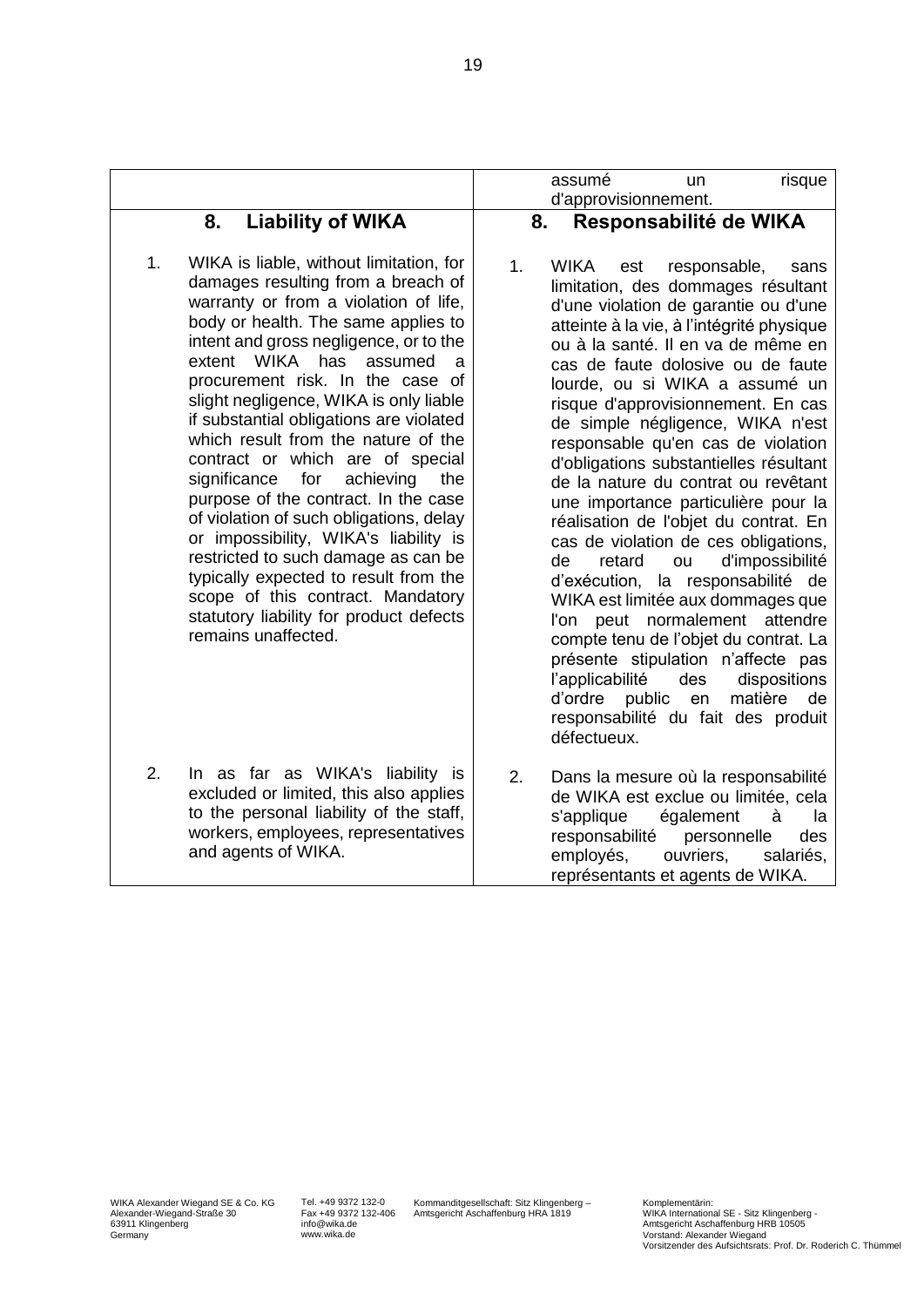| | |
|---|---|
| | assumé un risque d'approvisionnement. |
| **8. Liability of WIKA** | **8. Responsabilité de WIKA** |
| 1. WIKA is liable, without limitation, for damages resulting from a breach of warranty or from a violation of life, body or health. The same applies to intent and gross negligence, or to the extent WIKA has assumed a procurement risk. In the case of slight negligence, WIKA is only liable if substantial obligations are violated which result from the nature of the contract or which are of special significance for achieving the purpose of the contract. In the case of violation of such obligations, delay or impossibility, WIKA's liability is restricted to such damage as can be typically expected to result from the scope of this contract. Mandatory statutory liability for product defects remains unaffected. | 1. WIKA est responsable, sans limitation, des dommages résultant d'une violation de garantie ou d'une atteinte à la vie, à l'intégrité physique ou à la santé. Il en va de même en cas de faute dolosive ou de faute lourde, ou si WIKA a assumé un risque d'approvisionnement. En cas de simple négligence, WIKA n'est responsable qu'en cas de violation d'obligations substantielles résultant de la nature du contrat ou revêtant une importance particulière pour la réalisation de l'objet du contrat. En cas de violation de ces obligations, de retard ou d'impossibilité d'exécution, la responsabilité de WIKA est limitée aux dommages que l'on peut normalement attendre compte tenu de l'objet du contrat. La présente stipulation n'affecte pas l'applicabilité des dispositions d'ordre public en matière de responsabilité du fait des produit défectueux. |
| 2. In as far as WIKA's liability is excluded or limited, this also applies to the personal liability of the staff, workers, employees, representatives and agents of WIKA. | 2. Dans la mesure où la responsabilité de WIKA est exclue ou limitée, cela s'applique également à la responsabilité personnelle des employés, ouvriers, salariés, représentants et agents de WIKA. |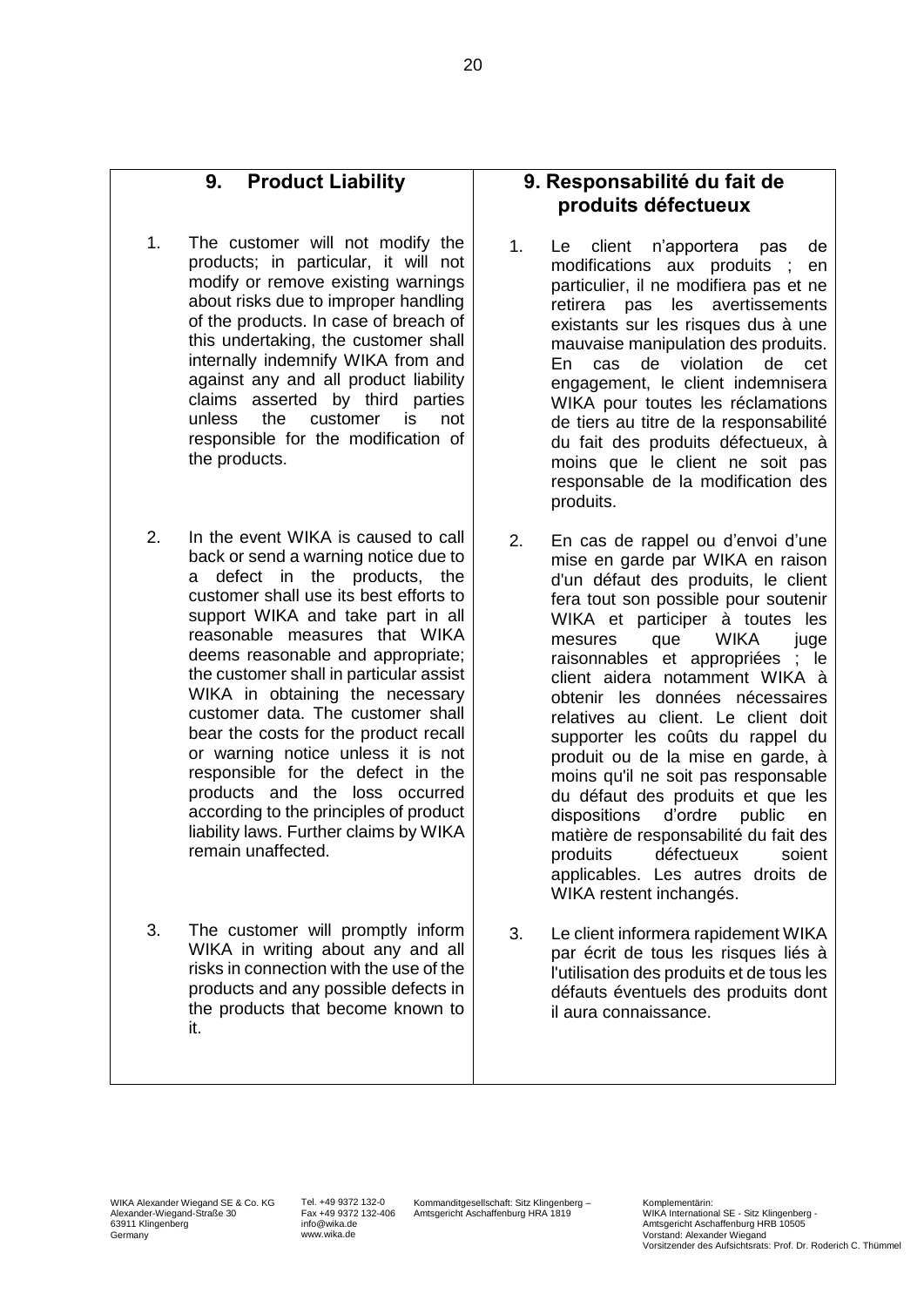## 9. Product Liability

1. The customer will not modify the products; in particular, it will not modify or remove existing warnings about risks due to improper handling of the products. In case of breach of this undertaking, the customer shall internally indemnify WIKA from and against any and all product liability claims asserted by third parties unless the customer is not responsible for the modification of the products.

2. In the event WIKA is caused to call back or send a warning notice due to a defect in the products, the customer shall use its best efforts to support WIKA and take part in all reasonable measures that WIKA deems reasonable and appropriate; the customer shall in particular assist WIKA in obtaining the necessary customer data. The customer shall bear the costs for the product recall or warning notice unless it is not responsible for the defect in the products and the loss occurred according to the principles of product liability laws. Further claims by WIKA remain unaffected.

3. The customer will promptly inform WIKA in writing about any and all risks in connection with the use of the products and any possible defects in the products that become known to it.

## 9. Responsabilité du fait de produits défectueux

1. Le client n'apportera pas de modifications aux produits ; en particulier, il ne modifiera pas et ne retirera pas les avertissements existants sur les risques dus à une mauvaise manipulation des produits. En cas de violation de cet engagement, le client indemnisera WIKA pour toutes les réclamations de tiers au titre de la responsabilité du fait des produits défectueux, à moins que le client ne soit pas responsable de la modification des produits.

2. En cas de rappel ou d'envoi d'une mise en garde par WIKA en raison d'un défaut des produits, le client fera tout son possible pour soutenir WIKA et participer à toutes les mesures que WIKA juge raisonnables et appropriées ; le client aidera notamment WIKA à obtenir les données nécessaires relatives au client. Le client doit supporter les coûts du rappel du produit ou de la mise en garde, à moins qu'il ne soit pas responsable du défaut des produits et que les dispositions d'ordre public en matière de responsabilité du fait des produits défectueux soient applicables. Les autres droits de WIKA restent inchangés.

3. Le client informera rapidement WIKA par écrit de tous les risques liés à l'utilisation des produits et de tous les défauts éventuels des produits dont il aura connaissance.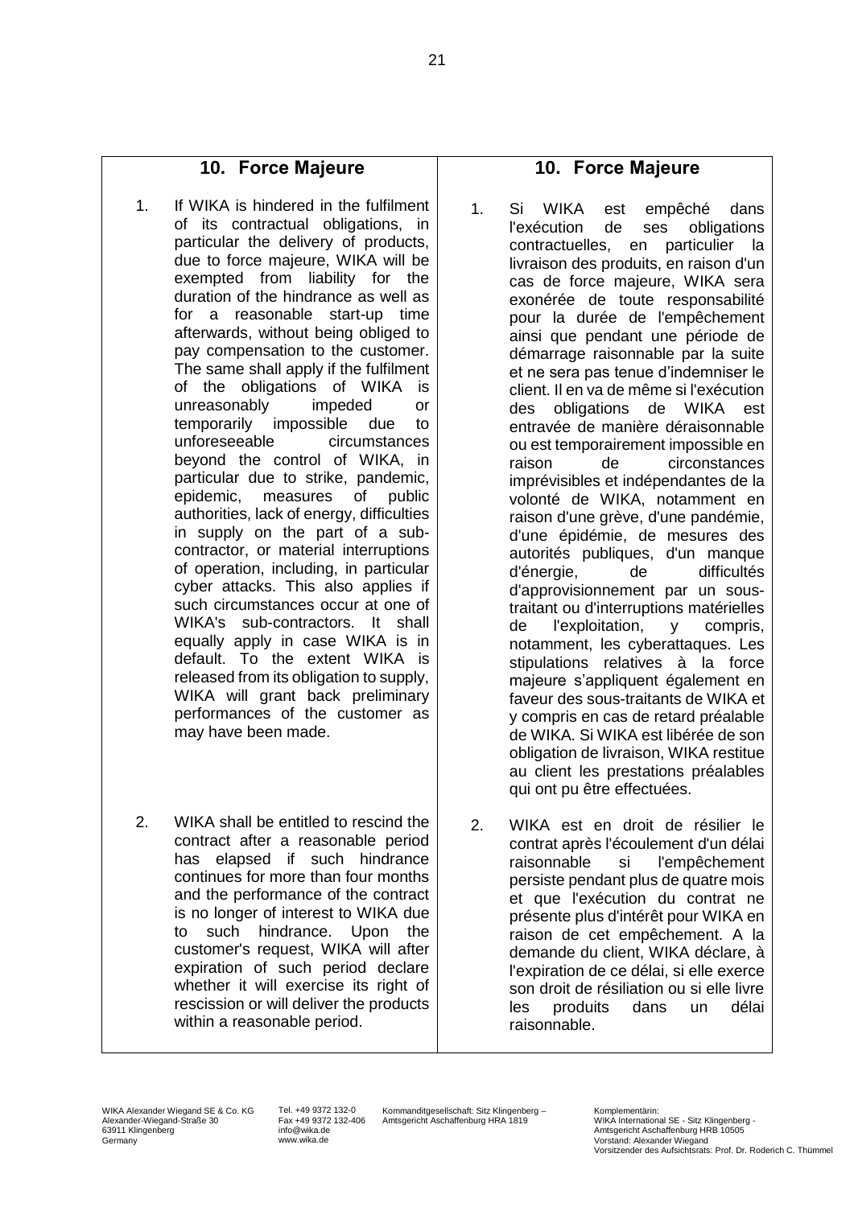## 10. Force Majeure

1. If WIKA is hindered in the fulfilment of its contractual obligations, in particular the delivery of products, due to force majeure, WIKA will be exempted from liability for the duration of the hindrance as well as for a reasonable start-up time afterwards, without being obliged to pay compensation to the customer. The same shall apply if the fulfilment of the obligations of WIKA is unreasonably impeded or temporarily impossible due to unforeseeable circumstances beyond the control of WIKA, in particular due to strike, pandemic, epidemic, measures of public authorities, lack of energy, difficulties in supply on the part of a sub-contractor, or material interruptions of operation, including, in particular cyber attacks. This also applies if such circumstances occur at one of WIKA's sub-contractors. It shall equally apply in case WIKA is in default. To the extent WIKA is released from its obligation to supply, WIKA will grant back preliminary performances of the customer as may have been made.

2. WIKA shall be entitled to rescind the contract after a reasonable period has elapsed if such hindrance continues for more than four months and the performance of the contract is no longer of interest to WIKA due to such hindrance. Upon the customer's request, WIKA will after expiration of such period declare whether it will exercise its right of rescission or will deliver the products within a reasonable period.

## 10. Force Majeure

1. Si WIKA est empêché dans l'exécution de ses obligations contractuelles, en particulier la livraison des produits, en raison d'un cas de force majeure, WIKA sera exonérée de toute responsabilité pour la durée de l'empêchement ainsi que pendant une période de démarrage raisonnable par la suite et ne sera pas tenue d'indemniser le client. Il en va de même si l'exécution des obligations de WIKA est entravée de manière déraisonnable ou est temporairement impossible en raison de circonstances imprévisibles et indépendantes de la volonté de WIKA, notamment en raison d'une grève, d'une pandémie, d'une épidémie, de mesures des autorités publiques, d'un manque d'énergie, de difficultés d'approvisionnement par un sous-traitant ou d'interruptions matérielles de l'exploitation, y compris, notamment, les cyberattaques. Les stipulations relatives à la force majeure s'appliquent également en faveur des sous-traitants de WIKA et y compris en cas de retard préalable de WIKA. Si WIKA est libérée de son obligation de livraison, WIKA restitue au client les prestations préalables qui ont pu être effectuées.

2. WIKA est en droit de résilier le contrat après l'écoulement d'un délai raisonnable si l'empêchement persiste pendant plus de quatre mois et que l'exécution du contrat ne présente plus d'intérêt pour WIKA en raison de cet empêchement. A la demande du client, WIKA déclare, à l'expiration de ce délai, si elle exerce son droit de résiliation ou si elle livre les produits dans un délai raisonnable.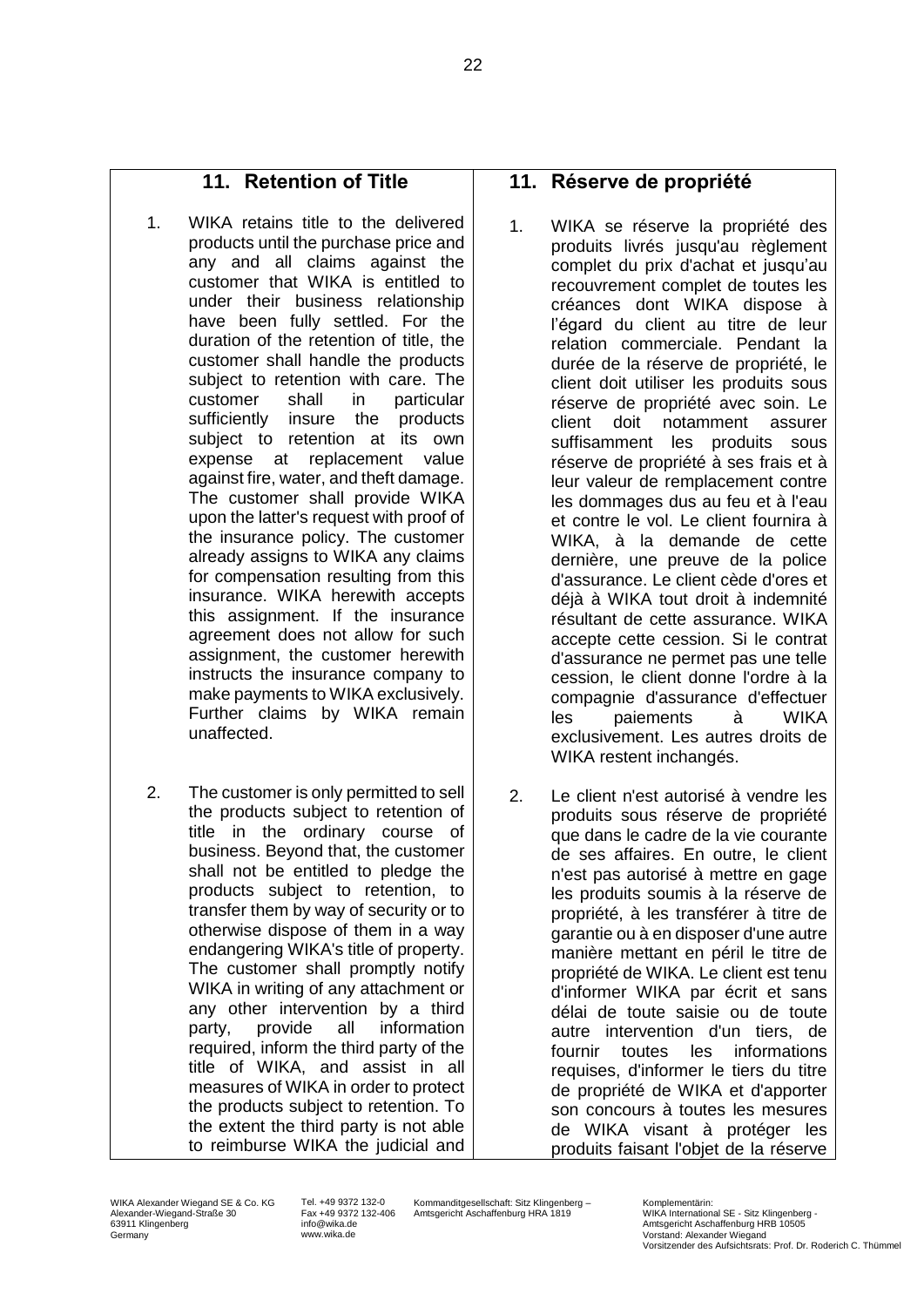## 11. Retention of Title

1. WIKA retains title to the delivered products until the purchase price and any and all claims against the customer that WIKA is entitled to under their business relationship have been fully settled. For the duration of the retention of title, the customer shall handle the products subject to retention with care. The customer shall in particular sufficiently insure the products subject to retention at its own expense at replacement value against fire, water, and theft damage. The customer shall provide WIKA upon the latter's request with proof of the insurance policy. The customer already assigns to WIKA any claims for compensation resulting from this insurance. WIKA herewith accepts this assignment. If the insurance agreement does not allow for such assignment, the customer herewith instructs the insurance company to make payments to WIKA exclusively. Further claims by WIKA remain unaffected.

2. The customer is only permitted to sell the products subject to retention of title in the ordinary course of business. Beyond that, the customer shall not be entitled to pledge the products subject to retention, to transfer them by way of security or to otherwise dispose of them in a way endangering WIKA's title of property. The customer shall promptly notify WIKA in writing of any attachment or any other intervention by a third party, provide all information required, inform the third party of the title of WIKA, and assist in all measures of WIKA in order to protect the products subject to retention. To the extent the third party is not able to reimburse WIKA the judicial and

## 11. Réserve de propriété

1. WIKA se réserve la propriété des produits livrés jusqu'au règlement complet du prix d'achat et jusqu'au recouvrement complet de toutes les créances dont WIKA dispose à l'égard du client au titre de leur relation commerciale. Pendant la durée de la réserve de propriété, le client doit utiliser les produits sous réserve de propriété avec soin. Le client doit notamment assurer suffisamment les produits sous réserve de propriété à ses frais et à leur valeur de remplacement contre les dommages dus au feu et à l'eau et contre le vol. Le client fournira à WIKA, à la demande de cette dernière, une preuve de la police d'assurance. Le client cède d'ores et déjà à WIKA tout droit à indemnité résultant de cette assurance. WIKA accepte cette cession. Si le contrat d'assurance ne permet pas une telle cession, le client donne l'ordre à la compagnie d'assurance d'effectuer les paiements à WIKA exclusivement. Les autres droits de WIKA restent inchangés.

2. Le client n'est autorisé à vendre les produits sous réserve de propriété que dans le cadre de la vie courante de ses affaires. En outre, le client n'est pas autorisé à mettre en gage les produits soumis à la réserve de propriété, à les transférer à titre de garantie ou à en disposer d'une autre manière mettant en péril le titre de propriété de WIKA. Le client est tenu d'informer WIKA par écrit et sans délai de toute saisie ou de toute autre intervention d'un tiers, de fournir toutes les informations requises, d'informer le tiers du titre de propriété de WIKA et d'apporter son concours à toutes les mesures de WIKA visant à protéger les produits faisant l'objet de la réserve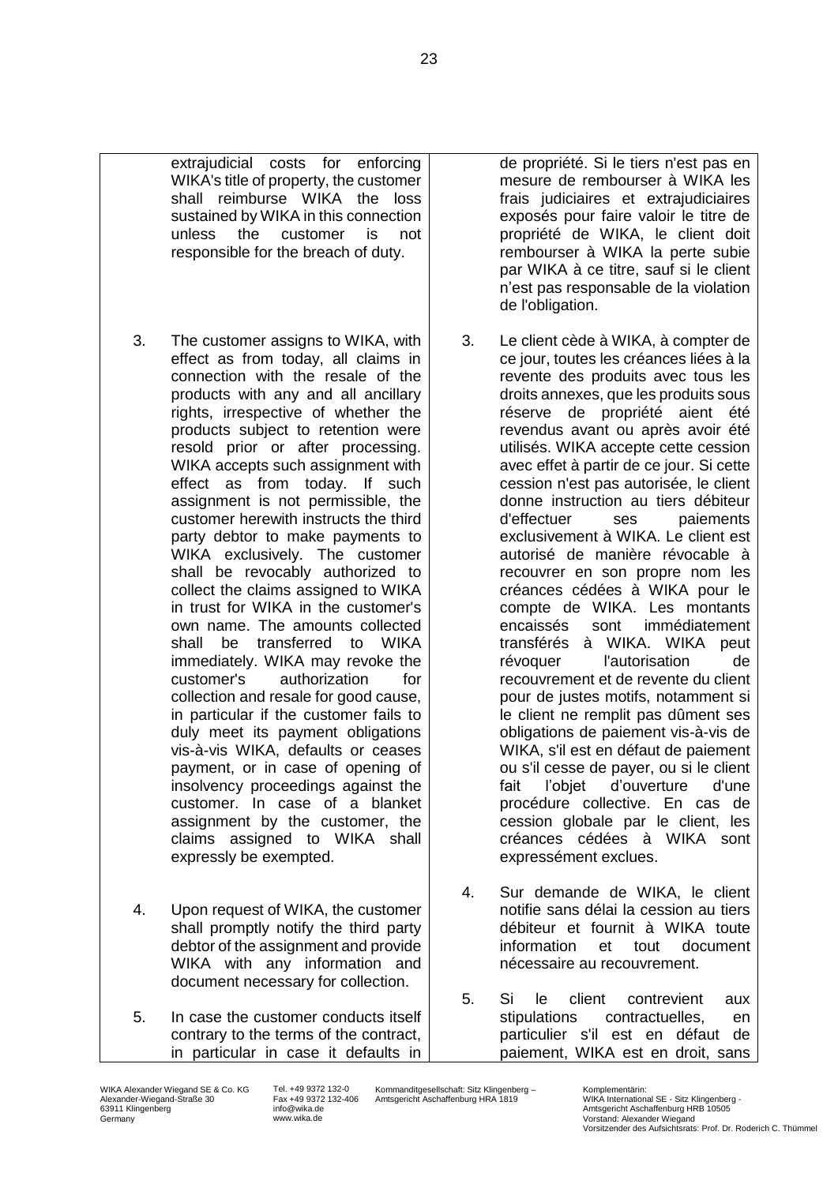| | | | |
|---|---|---|---|
| | extrajudicial costs for enforcing WIKA's title of property, the customer shall reimburse WIKA the loss sustained by WIKA in this connection unless the customer is not responsible for the breach of duty. | | de propriété. Si le tiers n'est pas en mesure de rembourser à WIKA les frais judiciaires et extrajudiciaires exposés pour faire valoir le titre de propriété de WIKA, le client doit rembourser à WIKA la perte subie par WIKA à ce titre, sauf si le client n'est pas responsable de la violation de l'obligation. |
| 3. | The customer assigns to WIKA, with effect as from today, all claims in connection with the resale of the products with any and all ancillary rights, irrespective of whether the products subject to retention were resold prior or after processing. WIKA accepts such assignment with effect as from today. If such assignment is not permissible, the customer herewith instructs the third party debtor to make payments to WIKA exclusively. The customer shall be revocably authorized to collect the claims assigned to WIKA in trust for WIKA in the customer's own name. The amounts collected shall be transferred to WIKA immediately. WIKA may revoke the customer's authorization for collection and resale for good cause, in particular if the customer fails to duly meet its payment obligations vis-à-vis WIKA, defaults or ceases payment, or in case of opening of insolvency proceedings against the customer. In case of a blanket assignment by the customer, the claims assigned to WIKA shall expressly be exempted. | 3. | Le client cède à WIKA, à compter de ce jour, toutes les créances liées à la revente des produits avec tous les droits annexes, que les produits sous réserve de propriété aient été revendus avant ou après avoir été utilisés. WIKA accepte cette cession avec effet à partir de ce jour. Si cette cession n'est pas autorisée, le client donne instruction au tiers débiteur d'effectuer ses paiements exclusivement à WIKA. Le client est autorisé de manière révocable à recouvrer en son propre nom les créances cédées à WIKA pour le compte de WIKA. Les montants encaissés sont immédiatement transférés à WIKA. WIKA peut révoquer l'autorisation de recouvrement et de revente du client pour de justes motifs, notamment si le client ne remplit pas dûment ses obligations de paiement vis-à-vis de WIKA, s'il est en défaut de paiement ou s'il cesse de payer, ou si le client fait l'objet d'ouverture d'une procédure collective. En cas de cession globale par le client, les créances cédées à WIKA sont expressément exclues. |
| 4. | Upon request of WIKA, the customer shall promptly notify the third party debtor of the assignment and provide WIKA with any information and document necessary for collection. | 4. | Sur demande de WIKA, le client notifie sans délai la cession au tiers débiteur et fournit à WIKA toute information et tout document nécessaire au recouvrement. |
| 5. | In case the customer conducts itself contrary to the terms of the contract, in particular in case it defaults in | 5. | Si le client contrevient aux stipulations contractuelles, en particulier s'il est en défaut de paiement, WIKA est en droit, sans |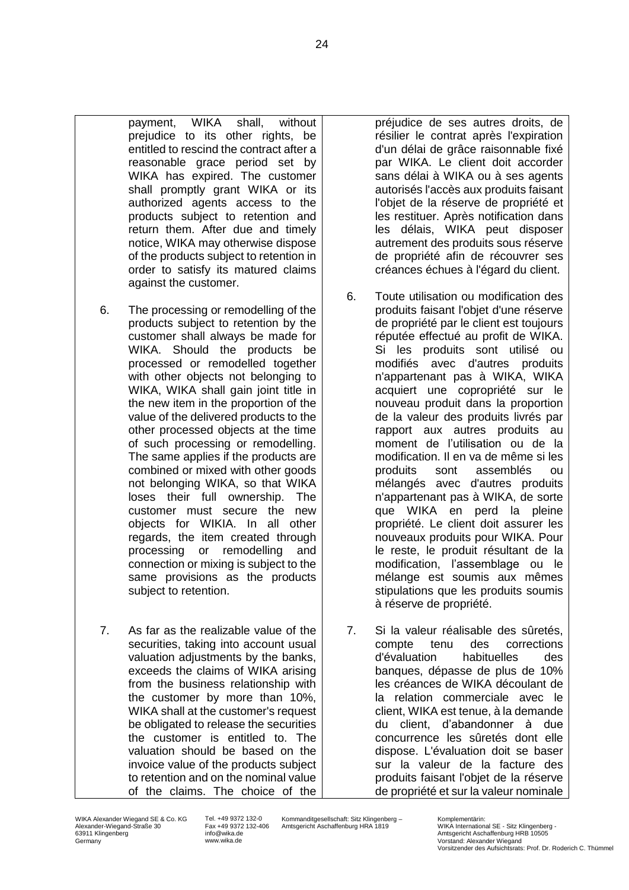payment, WIKA shall, without prejudice to its other rights, be entitled to rescind the contract after a reasonable grace period set by WIKA has expired. The customer shall promptly grant WIKA or its authorized agents access to the products subject to retention and return them. After due and timely notice, WIKA may otherwise dispose of the products subject to retention in order to satisfy its matured claims against the customer.

6. The processing or remodelling of the products subject to retention by the customer shall always be made for WIKA. Should the products be processed or remodelled together with other objects not belonging to WIKA, WIKA shall gain joint title in the new item in the proportion of the value of the delivered products to the other processed objects at the time of such processing or remodelling. The same applies if the products are combined or mixed with other goods not belonging WIKA, so that WIKA loses their full ownership. The customer must secure the new objects for WIKIA. In all other regards, the item created through processing or remodelling and connection or mixing is subject to the same provisions as the products subject to retention.

7. As far as the realizable value of the securities, taking into account usual valuation adjustments by the banks, exceeds the claims of WIKA arising from the business relationship with the customer by more than 10%, WIKA shall at the customer's request be obligated to release the securities the customer is entitled to. The valuation should be based on the invoice value of the products subject to retention and on the nominal value of the claims. The choice of the

préjudice de ses autres droits, de résilier le contrat après l'expiration d'un délai de grâce raisonnable fixé par WIKA. Le client doit accorder sans délai à WIKA ou à ses agents autorisés l'accès aux produits faisant l'objet de la réserve de propriété et les restituer. Après notification dans les délais, WIKA peut disposer autrement des produits sous réserve de propriété afin de récouvrer ses créances échues à l'égard du client.

6. Toute utilisation ou modification des produits faisant l'objet d'une réserve de propriété par le client est toujours réputée effectué au profit de WIKA. Si les produits sont utilisé ou modifiés avec d'autres produits n'appartenant pas à WIKA, WIKA acquiert une copropriété sur le nouveau produit dans la proportion de la valeur des produits livrés par rapport aux autres produits au moment de l'utilisation ou de la modification. Il en va de même si les produits sont assemblés ou mélangés avec d'autres produits n'appartenant pas à WIKA, de sorte que WIKA en perd la pleine propriété. Le client doit assurer les nouveaux produits pour WIKA. Pour le reste, le produit résultant de la modification, l'assemblage ou le mélange est soumis aux mêmes stipulations que les produits soumis à réserve de propriété.

7. Si la valeur réalisable des sûretés, compte tenu des corrections d'évaluation habituelles des banques, dépasse de plus de 10% les créances de WIKA découlant de la relation commerciale avec le client, WIKA est tenue, à la demande du client, d'abandonner à due concurrence les sûretés dont elle dispose. L'évaluation doit se baser sur la valeur de la facture des produits faisant l'objet de la réserve de propriété et sur la valeur nominale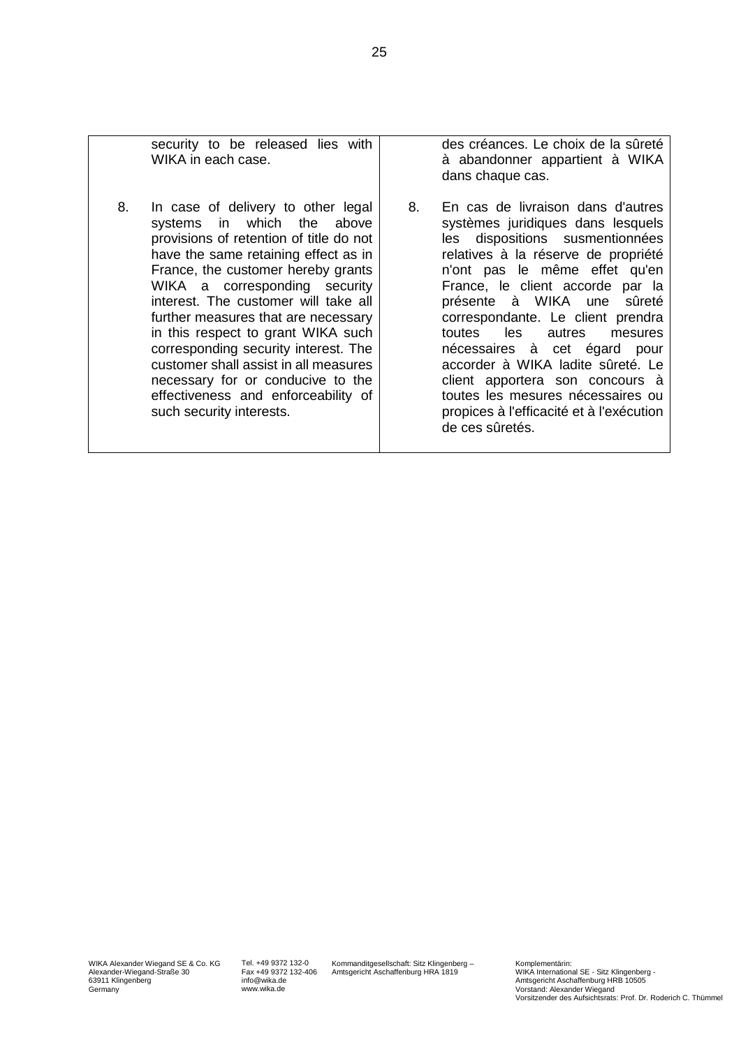| | |
|---|---|
| security to be released lies with WIKA in each case. | des créances. Le choix de la sûreté à abandonner appartient à WIKA dans chaque cas. |
| 8. In case of delivery to other legal systems in which the above provisions of retention of title do not have the same retaining effect as in France, the customer hereby grants WIKA a corresponding security interest. The customer will take all further measures that are necessary in this respect to grant WIKA such corresponding security interest. The customer shall assist in all measures necessary for or conducive to the effectiveness and enforceability of such security interests. | 8. En cas de livraison dans d'autres systèmes juridiques dans lesquels les dispositions susmentionnées relatives à la réserve de propriété n'ont pas le même effet qu'en France, le client accorde par la présente à WIKA une sûreté correspondante. Le client prendra toutes les autres mesures nécessaires à cet égard pour accorder à WIKA ladite sûreté. Le client apportera son concours à toutes les mesures nécessaires ou propices à l'efficacité et à l'exécution de ces sûretés. |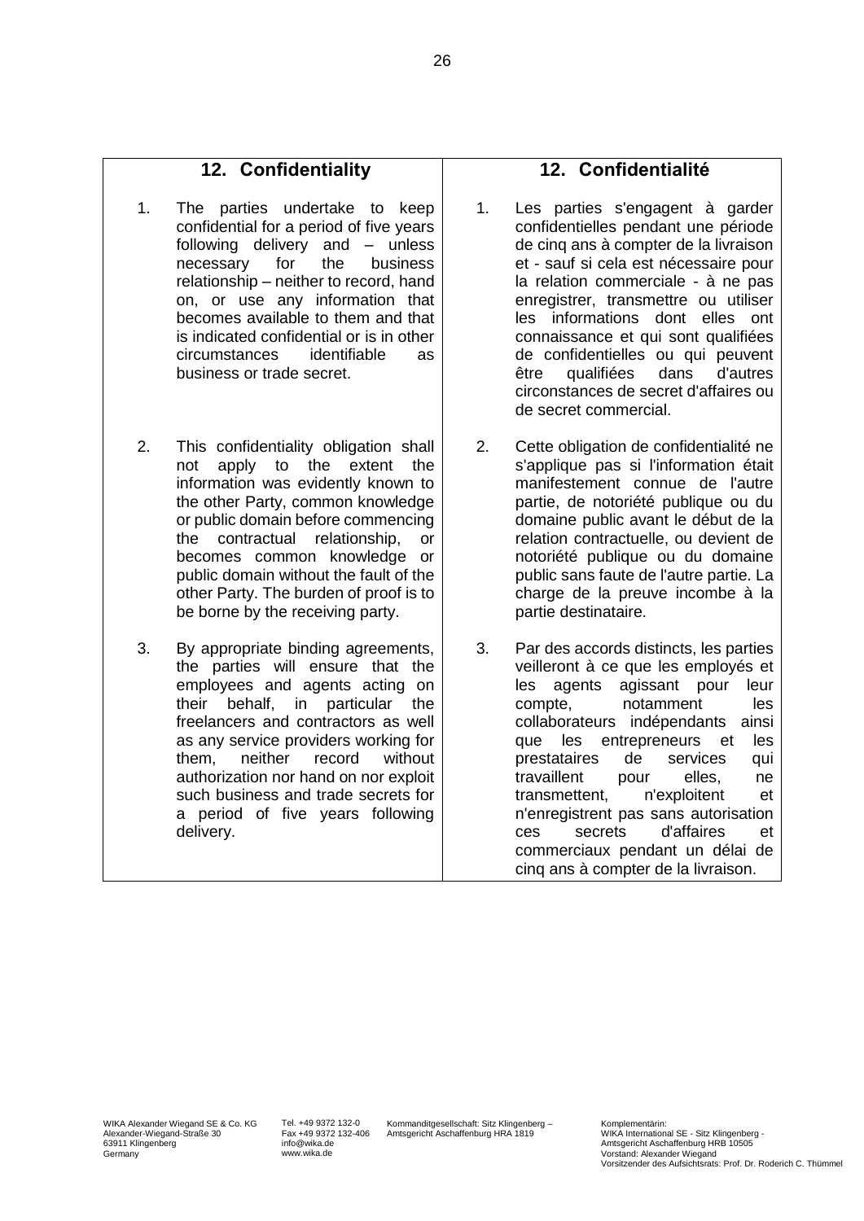## 12. Confidentiality

1. The parties undertake to keep confidential for a period of five years following delivery and – unless necessary for the business relationship – neither to record, hand on, or use any information that becomes available to them and that is indicated confidential or is in other circumstances identifiable as business or trade secret.

2. This confidentiality obligation shall not apply to the extent the information was evidently known to the other Party, common knowledge or public domain before commencing the contractual relationship, or becomes common knowledge or public domain without the fault of the other Party. The burden of proof is to be borne by the receiving party.

3. By appropriate binding agreements, the parties will ensure that the employees and agents acting on their behalf, in particular the freelancers and contractors as well as any service providers working for them, neither record without authorization nor hand on nor exploit such business and trade secrets for a period of five years following delivery.

## 12. Confidentialité

1. Les parties s'engagent à garder confidentielles pendant une période de cinq ans à compter de la livraison et - sauf si cela est nécessaire pour la relation commerciale - à ne pas enregistrer, transmettre ou utiliser les informations dont elles ont connaissance et qui sont qualifiées de confidentielles ou qui peuvent être qualifiées dans d'autres circonstances de secret d'affaires ou de secret commercial.

2. Cette obligation de confidentialité ne s'applique pas si l'information était manifestement connue de l'autre partie, de notoriété publique ou du domaine public avant le début de la relation contractuelle, ou devient de notoriété publique ou du domaine public sans faute de l'autre partie. La charge de la preuve incombe à la partie destinataire.

3. Par des accords distincts, les parties veilleront à ce que les employés et les agents agissant pour leur compte, notamment les collaborateurs indépendants ainsi que les entrepreneurs et les prestataires de services qui travaillent pour elles, ne transmettent, n'exploitent et n'enregistrent pas sans autorisation ces secrets d'affaires et commerciaux pendant un délai de cinq ans à compter de la livraison.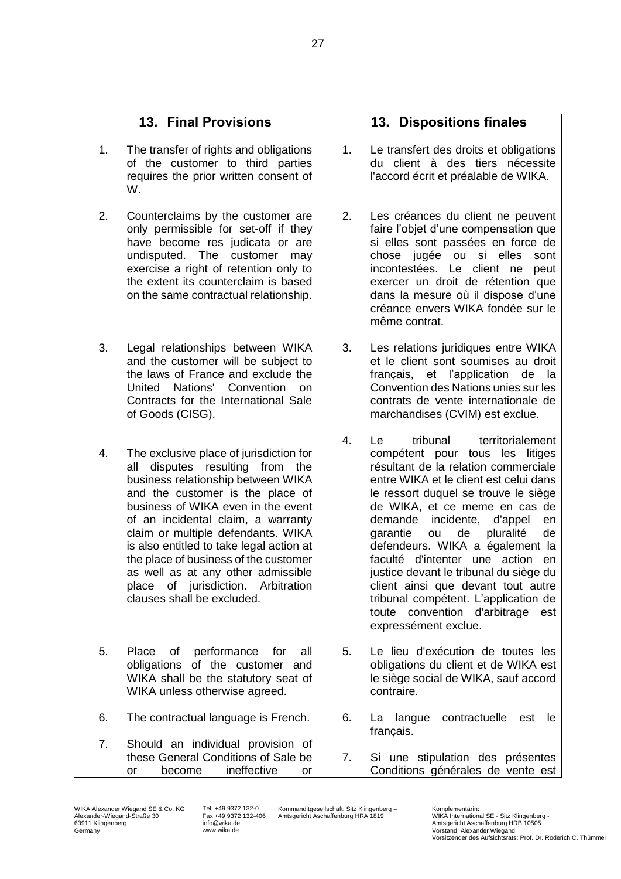## 13. Final Provisions

1. The transfer of rights and obligations of the customer to third parties requires the prior written consent of W.

2. Counterclaims by the customer are only permissible for set-off if they have become res judicata or are undisputed. The customer may exercise a right of retention only to the extent its counterclaim is based on the same contractual relationship.

3. Legal relationships between WIKA and the customer will be subject to the laws of France and exclude the United Nations' Convention on Contracts for the International Sale of Goods (CISG).

4. The exclusive place of jurisdiction for all disputes resulting from the business relationship between WIKA and the customer is the place of business of WIKA even in the event of an incidental claim, a warranty claim or multiple defendants. WIKA is also entitled to take legal action at the place of business of the customer as well as at any other admissible place of jurisdiction. Arbitration clauses shall be excluded.

5. Place of performance for all obligations of the customer and WIKA shall be the statutory seat of WIKA unless otherwise agreed.

6. The contractual language is French.

7. Should an individual provision of these General Conditions of Sale be or become ineffective or

## 13. Dispositions finales

1. Le transfert des droits et obligations du client à des tiers nécessite l'accord écrit et préalable de WIKA.

2. Les créances du client ne peuvent faire l'objet d'une compensation que si elles sont passées en force de chose jugée ou si elles sont incontestées. Le client ne peut exercer un droit de rétention que dans la mesure où il dispose d'une créance envers WIKA fondée sur le même contrat.

3. Les relations juridiques entre WIKA et le client sont soumises au droit français, et l'application de la Convention des Nations unies sur les contrats de vente internationale de marchandises (CVIM) est exclue.

4. Le tribunal territorialement compétent pour tous les litiges résultant de la relation commerciale entre WIKA et le client est celui dans le ressort duquel se trouve le siège de WIKA, et ce meme en cas de demande incidente, d'appel en garantie ou de pluralité de defendeurs. WIKA a également la faculté d'intenter une action en justice devant le tribunal du siège du client ainsi que devant tout autre tribunal compétent. L'application de toute convention d'arbitrage est expressément exclue.

5. Le lieu d'exécution de toutes les obligations du client et de WIKA est le siège social de WIKA, sauf accord contraire.

6. La langue contractuelle est le français.

7. Si une stipulation des présentes Conditions générales de vente est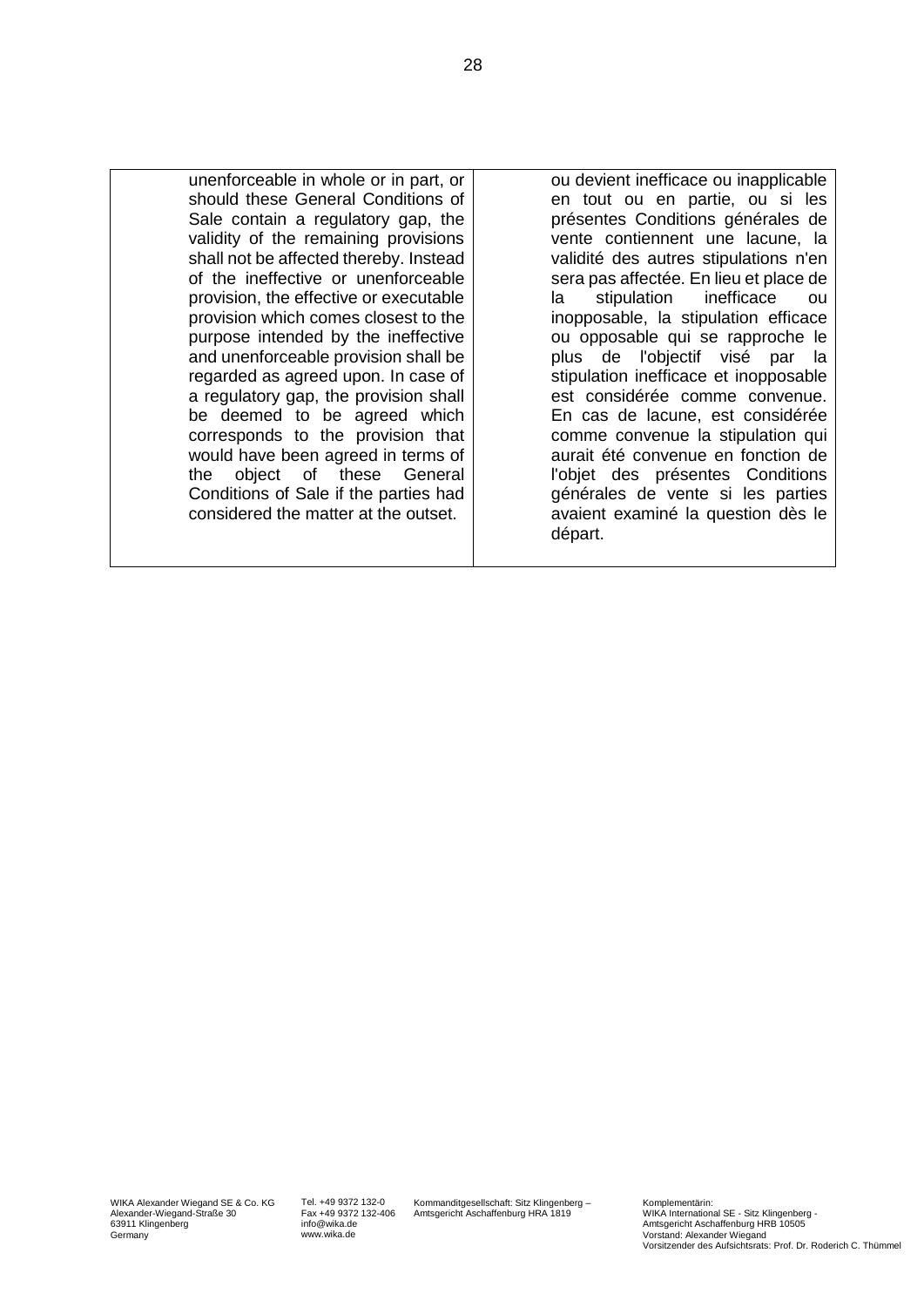| | |
|---|---|
| unenforceable in whole or in part, or should these General Conditions of Sale contain a regulatory gap, the validity of the remaining provisions shall not be affected thereby. Instead of the ineffective or unenforceable provision, the effective or executable provision which comes closest to the purpose intended by the ineffective and unenforceable provision shall be regarded as agreed upon. In case of a regulatory gap, the provision shall be deemed to be agreed which corresponds to the provision that would have been agreed in terms of the object of these General Conditions of Sale if the parties had considered the matter at the outset. | ou devient inefficace ou inapplicable en tout ou en partie, ou si les présentes Conditions générales de vente contiennent une lacune, la validité des autres stipulations n'en sera pas affectée. En lieu et place de la stipulation inefficace ou inopposable, la stipulation efficace ou opposable qui se rapproche le plus de l'objectif visé par la stipulation inefficace et inopposable est considérée comme convenue. En cas de lacune, est considérée comme convenue la stipulation qui aurait été convenue en fonction de l'objet des présentes Conditions générales de vente si les parties avaient examiné la question dès le départ. |